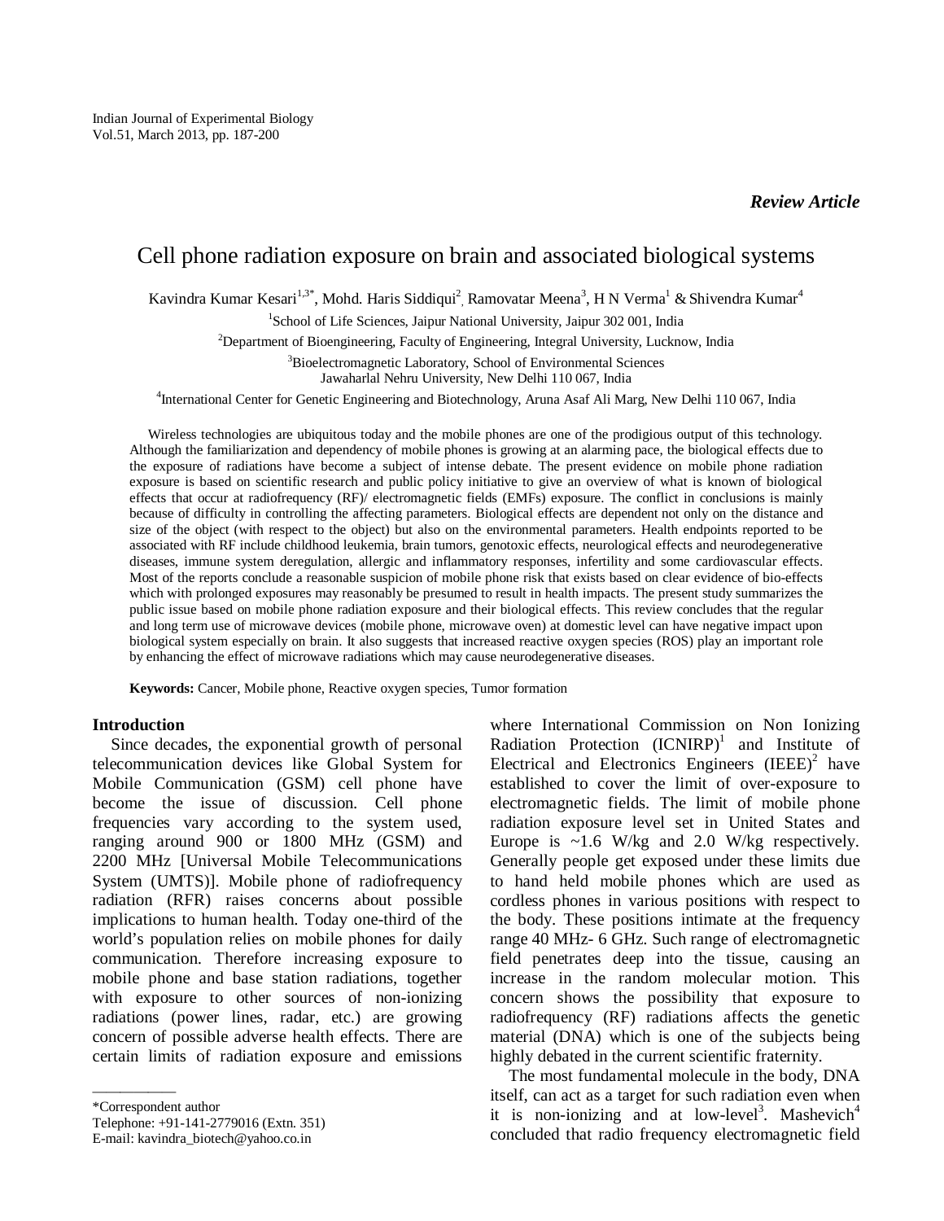*Review Article*

# Cell phone radiation exposure on brain and associated biological systems

Kavindra Kumar Kesari[1,3*], Mohd. Haris Siddiqui[2], Ramovatar Meena[3], H N Verma[1] & Shivendra Kumar[4]

[1]School of Life Sciences, Jaipur National University, Jaipur 302 001, India

[2]Department of Bioengineering, Faculty of Engineering, Integral University, Lucknow, India

[3]Bioelectromagnetic Laboratory, School of Environmental Sciences
Jawaharlal Nehru University, New Delhi 110 067, India

[4]International Center for Genetic Engineering and Biotechnology, Aruna Asaf Ali Marg, New Delhi 110 067, India

Wireless technologies are ubiquitous today and the mobile phones are one of the prodigious output of this technology. Although the familiarization and dependency of mobile phones is growing at an alarming pace, the biological effects due to the exposure of radiations have become a subject of intense debate. The present evidence on mobile phone radiation exposure is based on scientific research and public policy initiative to give an overview of what is known of biological effects that occur at radiofrequency (RF)/ electromagnetic fields (EMFs) exposure. The conflict in conclusions is mainly because of difficulty in controlling the affecting parameters. Biological effects are dependent not only on the distance and size of the object (with respect to the object) but also on the environmental parameters. Health endpoints reported to be associated with RF include childhood leukemia, brain tumors, genotoxic effects, neurological effects and neurodegenerative diseases, immune system deregulation, allergic and inflammatory responses, infertility and some cardiovascular effects. Most of the reports conclude a reasonable suspicion of mobile phone risk that exists based on clear evidence of bio-effects which with prolonged exposures may reasonably be presumed to result in health impacts. The present study summarizes the public issue based on mobile phone radiation exposure and their biological effects. This review concludes that the regular and long term use of microwave devices (mobile phone, microwave oven) at domestic level can have negative impact upon biological system especially on brain. It also suggests that increased reactive oxygen species (ROS) play an important role by enhancing the effect of microwave radiations which may cause neurodegenerative diseases.

**Keywords:** Cancer, Mobile phone, Reactive oxygen species, Tumor formation

## Introduction

Since decades, the exponential growth of personal telecommunication devices like Global System for Mobile Communication (GSM) cell phone have become the issue of discussion. Cell phone frequencies vary according to the system used, ranging around 900 or 1800 MHz (GSM) and 2200 MHz [Universal Mobile Telecommunications System (UMTS)]. Mobile phone of radiofrequency radiation (RFR) raises concerns about possible implications to human health. Today one-third of the world's population relies on mobile phones for daily communication. Therefore increasing exposure to mobile phone and base station radiations, together with exposure to other sources of non-ionizing radiations (power lines, radar, etc.) are growing concern of possible adverse health effects. There are certain limits of radiation exposure and emissions where International Commission on Non Ionizing Radiation Protection (ICNIRP)[1] and Institute of Electrical and Electronics Engineers (IEEE)[2] have established to cover the limit of over-exposure to electromagnetic fields. The limit of mobile phone radiation exposure level set in United States and Europe is ~1.6 W/kg and 2.0 W/kg respectively. Generally people get exposed under these limits due to hand held mobile phones which are used as cordless phones in various positions with respect to the body. These positions intimate at the frequency range 40 MHz- 6 GHz. Such range of electromagnetic field penetrates deep into the tissue, causing an increase in the random molecular motion. This concern shows the possibility that exposure to radiofrequency (RF) radiations affects the genetic material (DNA) which is one of the subjects being highly debated in the current scientific fraternity.

The most fundamental molecule in the body, DNA itself, can act as a target for such radiation even when it is non-ionizing and at low-level[3]. Mashevich[4] concluded that radio frequency electromagnetic field

---

*Correspondent author
Telephone: +91-141-2779016 (Extn. 351)
E-mail: kavindra_biotech@yahoo.co.in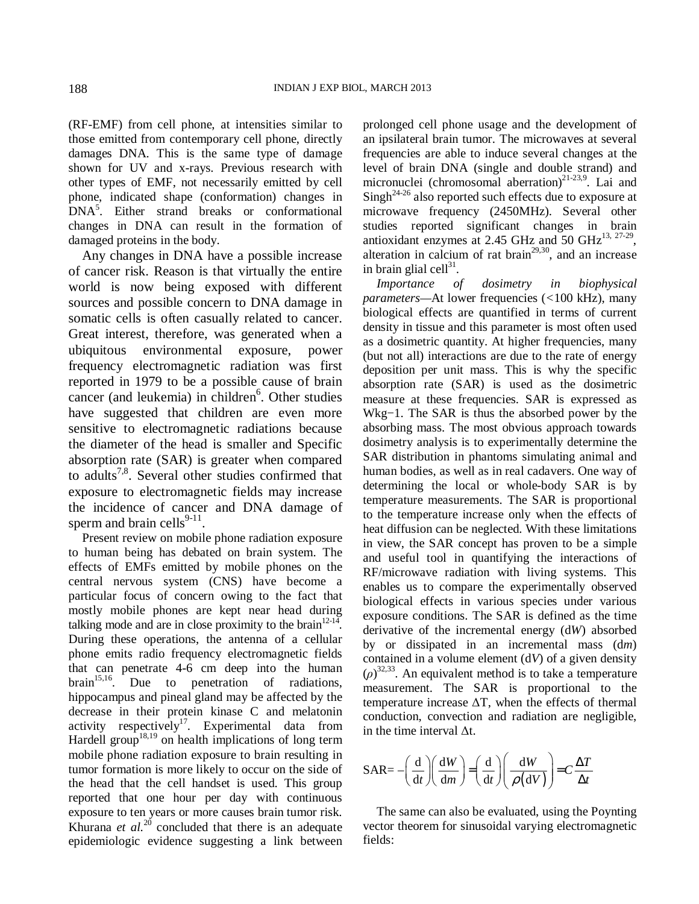(RF-EMF) from cell phone, at intensities similar to those emitted from contemporary cell phone, directly damages DNA. This is the same type of damage shown for UV and x-rays. Previous research with other types of EMF, not necessarily emitted by cell phone, indicated shape (conformation) changes in DNA[5]. Either strand breaks or conformational changes in DNA can result in the formation of damaged proteins in the body.

Any changes in DNA have a possible increase of cancer risk. Reason is that virtually the entire world is now being exposed with different sources and possible concern to DNA damage in somatic cells is often casually related to cancer. Great interest, therefore, was generated when a ubiquitous environmental exposure, power frequency electromagnetic radiation was first reported in 1979 to be a possible cause of brain cancer (and leukemia) in children[6]. Other studies have suggested that children are even more sensitive to electromagnetic radiations because the diameter of the head is smaller and Specific absorption rate (SAR) is greater when compared to adults[7,8]. Several other studies confirmed that exposure to electromagnetic fields may increase the incidence of cancer and DNA damage of sperm and brain cells[9-11].

Present review on mobile phone radiation exposure to human being has debated on brain system. The effects of EMFs emitted by mobile phones on the central nervous system (CNS) have become a particular focus of concern owing to the fact that mostly mobile phones are kept near head during talking mode and are in close proximity to the brain[12-14]. During these operations, the antenna of a cellular phone emits radio frequency electromagnetic fields that can penetrate 4-6 cm deep into the human brain[15,16]. Due to penetration of radiations, hippocampus and pineal gland may be affected by the decrease in their protein kinase C and melatonin activity respectively[17]. Experimental data from Hardell group[18,19] on health implications of long term mobile phone radiation exposure to brain resulting in tumor formation is more likely to occur on the side of the head that the cell handset is used. This group reported that one hour per day with continuous exposure to ten years or more causes brain tumor risk. Khurana *et al.*[20] concluded that there is an adequate epidemiologic evidence suggesting a link between prolonged cell phone usage and the development of an ipsilateral brain tumor. The microwaves at several frequencies are able to induce several changes at the level of brain DNA (single and double strand) and micronuclei (chromosomal aberration)[21-23,9]. Lai and Singh[24-26] also reported such effects due to exposure at microwave frequency (2450MHz). Several other studies reported significant changes in brain antioxidant enzymes at 2.45 GHz and 50 GHz[13, 27-29], alteration in calcium of rat brain[29,30], and an increase in brain glial cell[31].

*Importance of dosimetry in biophysical parameters*—At lower frequencies (<100 kHz), many biological effects are quantified in terms of current density in tissue and this parameter is most often used as a dosimetric quantity. At higher frequencies, many (but not all) interactions are due to the rate of energy deposition per unit mass. This is why the specific absorption rate (SAR) is used as the dosimetric measure at these frequencies. SAR is expressed as $\mathrm{Wkg}^{-1}$. The SAR is thus the absorbed power by the absorbing mass. The most obvious approach towards dosimetry analysis is to experimentally determine the SAR distribution in phantoms simulating animal and human bodies, as well as in real cadavers. One way of determining the local or whole-body SAR is by temperature measurements. The SAR is proportional to the temperature increase only when the effects of heat diffusion can be neglected. With these limitations in view, the SAR concept has proven to be a simple and useful tool in quantifying the interactions of RF/microwave radiation with living systems. This enables us to compare the experimentally observed biological effects in various species under various exposure conditions. The SAR is defined as the time derivative of the incremental energy ($dW$) absorbed by or dissipated in an incremental mass ($dm$) contained in a volume element ($dV$) of a given density ($\rho$)[32,33]. An equivalent method is to take a temperature measurement. The SAR is proportional to the temperature increase $\Delta T$, when the effects of thermal conduction, convection and radiation are negligible, in the time interval $\Delta t$.

$$\text{SAR} = -\left(\frac{d}{dt}\right)\left(\frac{dW}{dm}\right) = \left(\frac{d}{dt}\right)\left(\frac{dW}{\rho(dV)}\right) = C\frac{\Delta T}{\Delta t}$$

The same can also be evaluated, using the Poynting vector theorem for sinusoidal varying electromagnetic fields: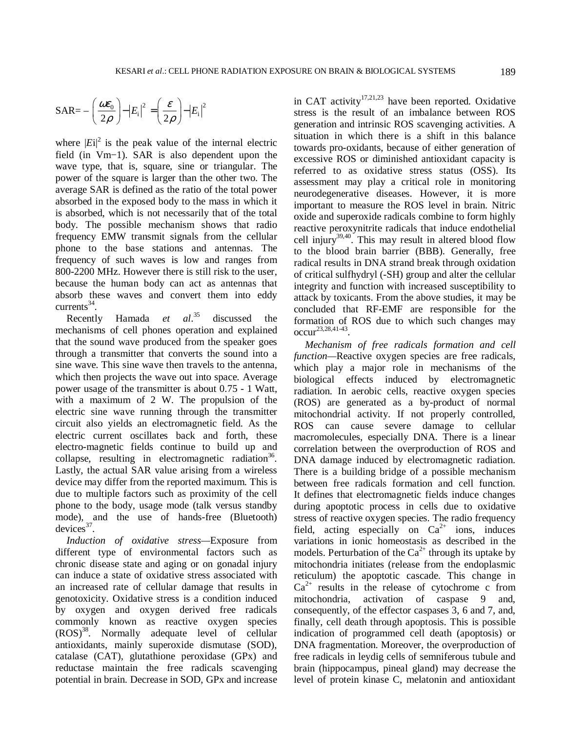$$\text{SAR} = -\left(\frac{\omega\varepsilon_0}{2\rho}\right)-|E_i|^2 = \left(\frac{\varepsilon}{2\rho}\right)-|E_i|^2$$

where $|Ei|^2$ is the peak value of the internal electric field (in Vm−1). SAR is also dependent upon the wave type, that is, square, sine or triangular. The power of the square is larger than the other two. The average SAR is defined as the ratio of the total power absorbed in the exposed body to the mass in which it is absorbed, which is not necessarily that of the total body. The possible mechanism shows that radio frequency EMW transmit signals from the cellular phone to the base stations and antennas. The frequency of such waves is low and ranges from 800-2200 MHz. However there is still risk to the user, because the human body can act as antennas that absorb these waves and convert them into eddy currents[34].

Recently Hamada *et al*.[35] discussed the mechanisms of cell phones operation and explained that the sound wave produced from the speaker goes through a transmitter that converts the sound into a sine wave. This sine wave then travels to the antenna, which then projects the wave out into space. Average power usage of the transmitter is about 0.75 - 1 Watt, with a maximum of 2 W. The propulsion of the electric sine wave running through the transmitter circuit also yields an electromagnetic field. As the electric current oscillates back and forth, these electro-magnetic fields continue to build up and collapse, resulting in electromagnetic radiation[36]. Lastly, the actual SAR value arising from a wireless device may differ from the reported maximum. This is due to multiple factors such as proximity of the cell phone to the body, usage mode (talk versus standby mode), and the use of hands-free (Bluetooth) devices[37].

*Induction of oxidative stress*—Exposure from different type of environmental factors such as chronic disease state and aging or on gonadal injury can induce a state of oxidative stress associated with an increased rate of cellular damage that results in genotoxicity. Oxidative stress is a condition induced by oxygen and oxygen derived free radicals commonly known as reactive oxygen species (ROS)[38]. Normally adequate level of cellular antioxidants, mainly superoxide dismutase (SOD), catalase (CAT), glutathione peroxidase (GPx) and reductase maintain the free radicals scavenging potential in brain. Decrease in SOD, GPx and increase in CAT activity[17,21,23] have been reported. Oxidative stress is the result of an imbalance between ROS generation and intrinsic ROS scavenging activities. A situation in which there is a shift in this balance towards pro-oxidants, because of either generation of excessive ROS or diminished antioxidant capacity is referred to as oxidative stress status (OSS). Its assessment may play a critical role in monitoring neurodegenerative diseases. However, it is more important to measure the ROS level in brain. Nitric oxide and superoxide radicals combine to form highly reactive peroxynitrite radicals that induce endothelial cell injury[39,40]. This may result in altered blood flow to the blood brain barrier (BBB). Generally, free radical results in DNA strand break through oxidation of critical sulfhydryl (-SH) group and alter the cellular integrity and function with increased susceptibility to attack by toxicants. From the above studies, it may be concluded that RF-EMF are responsible for the formation of ROS due to which such changes may occur[23,28,41-43].

*Mechanism of free radicals formation and cell function*—Reactive oxygen species are free radicals, which play a major role in mechanisms of the biological effects induced by electromagnetic radiation. In aerobic cells, reactive oxygen species (ROS) are generated as a by-product of normal mitochondrial activity. If not properly controlled, ROS can cause severe damage to cellular macromolecules, especially DNA. There is a linear correlation between the overproduction of ROS and DNA damage induced by electromagnetic radiation. There is a building bridge of a possible mechanism between free radicals formation and cell function. It defines that electromagnetic fields induce changes during apoptotic process in cells due to oxidative stress of reactive oxygen species. The radio frequency field, acting especially on $Ca^{2+}$ ions, induces variations in ionic homeostasis as described in the models. Perturbation of the $Ca^{2+}$ through its uptake by mitochondria initiates (release from the endoplasmic reticulum) the apoptotic cascade. This change in $Ca^{2+}$ results in the release of cytochrome c from mitochondria, activation of caspase 9 and, consequently, of the effector caspases 3, 6 and 7, and, finally, cell death through apoptosis. This is possible indication of programmed cell death (apoptosis) or DNA fragmentation. Moreover, the overproduction of free radicals in leydig cells of semniferous tubule and brain (hippocampus, pineal gland) may decrease the level of protein kinase C, melatonin and antioxidant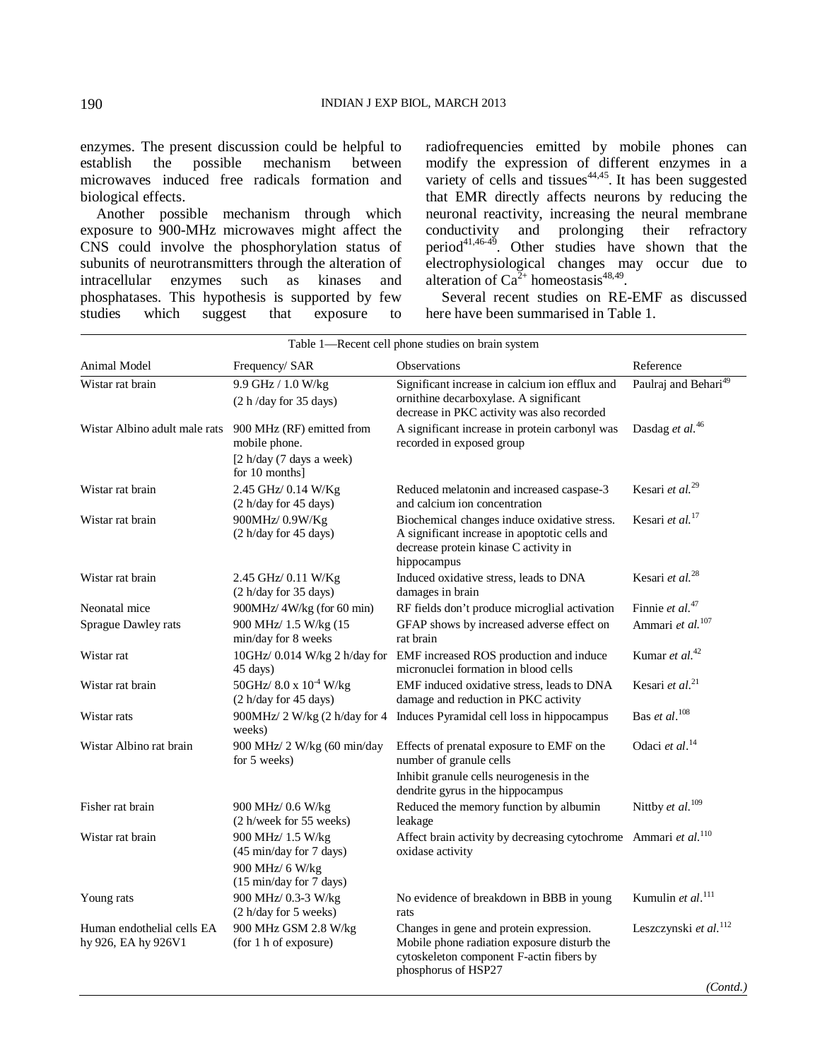enzymes. The present discussion could be helpful to establish the possible mechanism between microwaves induced free radicals formation and biological effects.

Another possible mechanism through which exposure to 900-MHz microwaves might affect the CNS could involve the phosphorylation status of subunits of neurotransmitters through the alteration of intracellular enzymes such as kinases and phosphatases. This hypothesis is supported by few studies which suggest that exposure to radiofrequencies emitted by mobile phones can modify the expression of different enzymes in a variety of cells and tissues[44,45]. It has been suggested that EMR directly affects neurons by reducing the neuronal reactivity, increasing the neural membrane conductivity and prolonging their refractory period[41,46-49]. Other studies have shown that the electrophysiological changes may occur due to alteration of $Ca^{2+}$ homeostasis[48,49].

Several recent studies on RE-EMF as discussed here have been summarised in Table 1.

Table 1—Recent cell phone studies on brain system

| Animal Model | Frequency/ SAR | Observations | Reference |
|---|---|---|---|
| Wistar rat brain | 9.9 GHz / 1.0 W/kg (2 h /day for 35 days) | Significant increase in calcium ion efflux and ornithine decarboxylase. A significant decrease in PKC activity was also recorded | Paulraj and Behari[49] |
| Wistar Albino adult male rats | 900 MHz (RF) emitted from mobile phone. [2 h/day (7 days a week) for 10 months] | A significant increase in protein carbonyl was recorded in exposed group | Dasdag *et al.*[46] |
| Wistar rat brain | 2.45 GHz/ 0.14 W/Kg (2 h/day for 45 days) | Reduced melatonin and increased caspase-3 and calcium ion concentration | Kesari *et al.*[29] |
| Wistar rat brain | 900MHz/ 0.9W/Kg (2 h/day for 45 days) | Biochemical changes induce oxidative stress. A significant increase in apoptotic cells and decrease protein kinase C activity in hippocampus | Kesari *et al.*[17] |
| Wistar rat brain | 2.45 GHz/ 0.11 W/Kg (2 h/day for 35 days) | Induced oxidative stress, leads to DNA damages in brain | Kesari *et al.*[28] |
| Neonatal mice | 900MHz/ 4W/kg (for 60 min) | RF fields don't produce microglial activation | Finnie *et al.*[47] |
| Sprague Dawley rats | 900 MHz/ 1.5 W/kg (15 min/day for 8 weeks | GFAP shows by increased adverse effect on rat brain | Ammari *et al.*[107] |
| Wistar rat | 10GHz/ 0.014 W/kg 2 h/day for 45 days) | EMF increased ROS production and induce micronuclei formation in blood cells | Kumar *et al.*[42] |
| Wistar rat brain | 50GHz/ 8.0 x $10^{-4}$ W/kg (2 h/day for 45 days) | EMF induced oxidative stress, leads to DNA damage and reduction in PKC activity | Kesari *et al.*[21] |
| Wistar rats | 900MHz/ 2 W/kg (2 h/day for 4 weeks) | Induces Pyramidal cell loss in hippocampus | Bas *et al.*[108] |
| Wistar Albino rat brain | 900 MHz/ 2 W/kg (60 min/day for 5 weeks) | Effects of prenatal exposure to EMF on the number of granule cells. Inhibit granule cells neurogenesis in the dendrite gyrus in the hippocampus | Odaci *et al.*[14] |
| Fisher rat brain | 900 MHz/ 0.6 W/kg (2 h/week for 55 weeks) | Reduced the memory function by albumin leakage | Nittby *et al.*[109] |
| Wistar rat brain | 900 MHz/ 1.5 W/kg (45 min/day for 7 days) 900 MHz/ 6 W/kg (15 min/day for 7 days) | Affect brain activity by decreasing cytochrome oxidase activity | Ammari *et al.*[110] |
| Young rats | 900 MHz/ 0.3-3 W/kg (2 h/day for 5 weeks) | No evidence of breakdown in BBB in young rats | Kumulin *et al.*[111] |
| Human endothelial cells EA hy 926, EA hy 926V1 | 900 MHz GSM 2.8 W/kg (for 1 h of exposure) | Changes in gene and protein expression. Mobile phone radiation exposure disturb the cytoskeleton component F-actin fibers by phosphorus of HSP27 | Leszczynski *et al.*[112] |

*(Contd.)*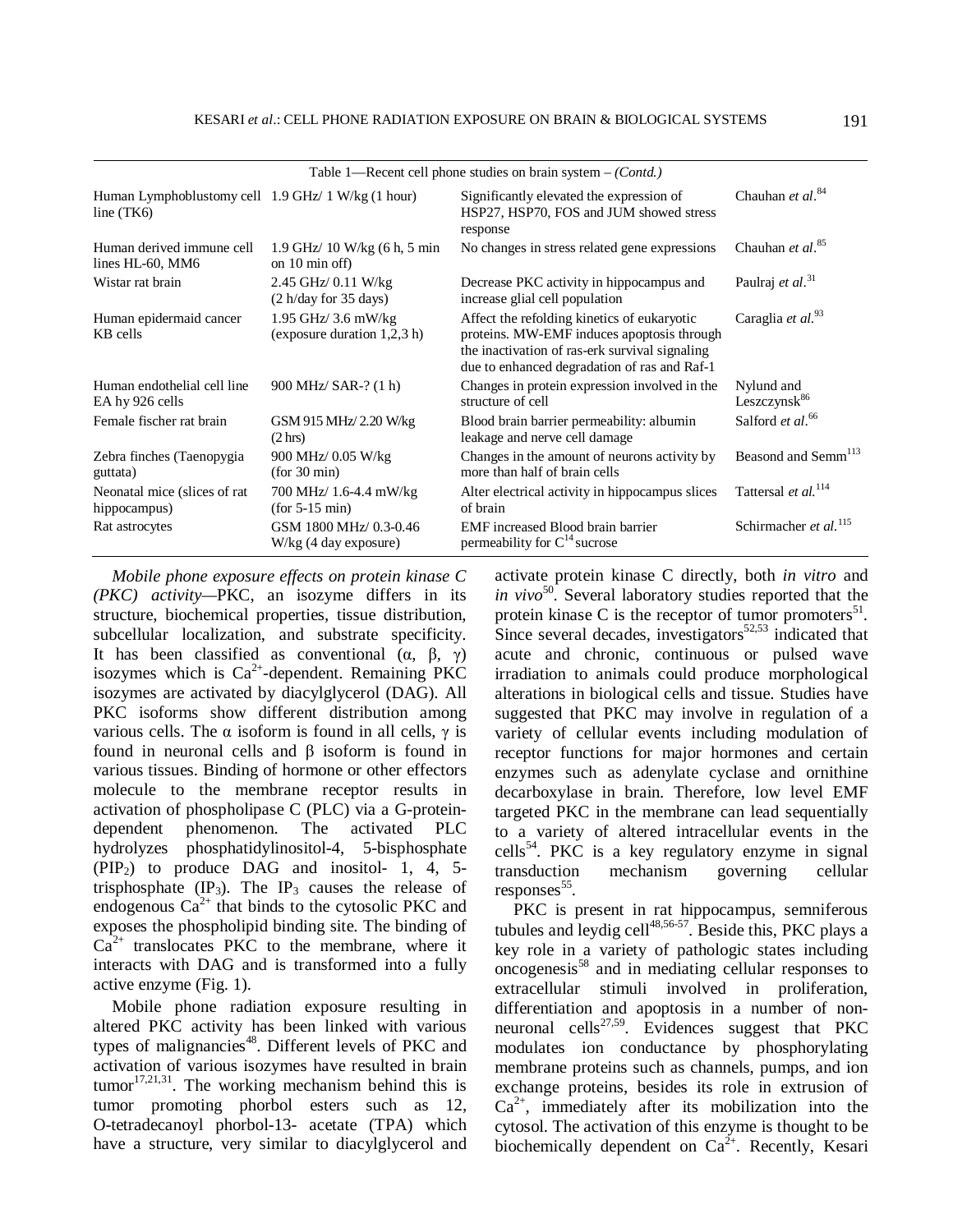Table 1—Recent cell phone studies on brain system – *(Contd.)*

| | | | |
|---|---|---|---|
| Human Lymphoblustomy cell line (TK6) | 1.9 GHz/ 1 W/kg (1 hour) | Significantly elevated the expression of HSP27, HSP70, FOS and JUM showed stress response | Chauhan *et al*.[84] |
| Human derived immune cell lines HL-60, MM6 | 1.9 GHz/ 10 W/kg (6 h, 5 min on 10 min off) | No changes in stress related gene expressions | Chauhan *et al*.[85] |
| Wistar rat brain | 2.45 GHz/ 0.11 W/kg (2 h/day for 35 days) | Decrease PKC activity in hippocampus and increase glial cell population | Paulraj *et al*.[31] |
| Human epidermaid cancer KB cells | 1.95 GHz/ 3.6 mW/kg (exposure duration 1,2,3 h) | Affect the refolding kinetics of eukaryotic proteins. MW-EMF induces apoptosis through the inactivation of ras-erk survival signaling due to enhanced degradation of ras and Raf-1 | Caraglia *et al*.[93] |
| Human endothelial cell line EA hy 926 cells | 900 MHz/ SAR-? (1 h) | Changes in protein expression involved in the structure of cell | Nylund and Leszczynsk[86] |
| Female fischer rat brain | GSM 915 MHz/ 2.20 W/kg (2 hrs) | Blood brain barrier permeability: albumin leakage and nerve cell damage | Salford *et al*.[66] |
| Zebra finches (Taenopygia guttata) | 900 MHz/ 0.05 W/kg (for 30 min) | Changes in the amount of neurons activity by more than half of brain cells | Beasond and Semm[113] |
| Neonatal mice (slices of rat hippocampus) | 700 MHz/ 1.6-4.4 mW/kg (for 5-15 min) | Alter electrical activity in hippocampus slices of brain | Tattersal *et al.*[114] |
| Rat astrocytes | GSM 1800 MHz/ 0.3-0.46 W/kg (4 day exposure) | EMF increased Blood brain barrier permeability for $C^{14}$ sucrose | Schirmacher *et al.*[115] |

*Mobile phone exposure effects on protein kinase C (PKC) activity*—PKC, an isozyme differs in its structure, biochemical properties, tissue distribution, subcellular localization, and substrate specificity. It has been classified as conventional (α, β, γ) isozymes which is $Ca^{2+}$-dependent. Remaining PKC isozymes are activated by diacylglycerol (DAG). All PKC isoforms show different distribution among various cells. The α isoform is found in all cells, γ is found in neuronal cells and β isoform is found in various tissues. Binding of hormone or other effectors molecule to the membrane receptor results in activation of phospholipase C (PLC) via a G-protein-dependent phenomenon. The activated PLC hydrolyzes phosphatidylinositol-4, 5-bisphosphate ($PIP_2$) to produce DAG and inositol- 1, 4, 5-trisphosphate ($IP_3$). The $IP_3$ causes the release of endogenous $Ca^{2+}$ that binds to the cytosolic PKC and exposes the phospholipid binding site. The binding of $Ca^{2+}$ translocates PKC to the membrane, where it interacts with DAG and is transformed into a fully active enzyme (Fig. 1).

Mobile phone radiation exposure resulting in altered PKC activity has been linked with various types of malignancies[48]. Different levels of PKC and activation of various isozymes have resulted in brain tumor[17,21,31]. The working mechanism behind this is tumor promoting phorbol esters such as 12, O-tetradecanoyl phorbol-13- acetate (TPA) which have a structure, very similar to diacylglycerol and activate protein kinase C directly, both *in vitro* and *in vivo*[50]. Several laboratory studies reported that the protein kinase C is the receptor of tumor promoters[51]. Since several decades, investigators[52,53] indicated that acute and chronic, continuous or pulsed wave irradiation to animals could produce morphological alterations in biological cells and tissue. Studies have suggested that PKC may involve in regulation of a variety of cellular events including modulation of receptor functions for major hormones and certain enzymes such as adenylate cyclase and ornithine decarboxylase in brain. Therefore, low level EMF targeted PKC in the membrane can lead sequentially to a variety of altered intracellular events in the cells[54]. PKC is a key regulatory enzyme in signal transduction mechanism governing cellular responses[55].

PKC is present in rat hippocampus, semniferous tubules and leydig cell[48,56-57]. Beside this, PKC plays a key role in a variety of pathologic states including oncogenesis[58] and in mediating cellular responses to extracellular stimuli involved in proliferation, differentiation and apoptosis in a number of non-neuronal cells[27,59]. Evidences suggest that PKC modulates ion conductance by phosphorylating membrane proteins such as channels, pumps, and ion exchange proteins, besides its role in extrusion of $Ca^{2+}$, immediately after its mobilization into the cytosol. The activation of this enzyme is thought to be biochemically dependent on $Ca^{2+}$. Recently, Kesari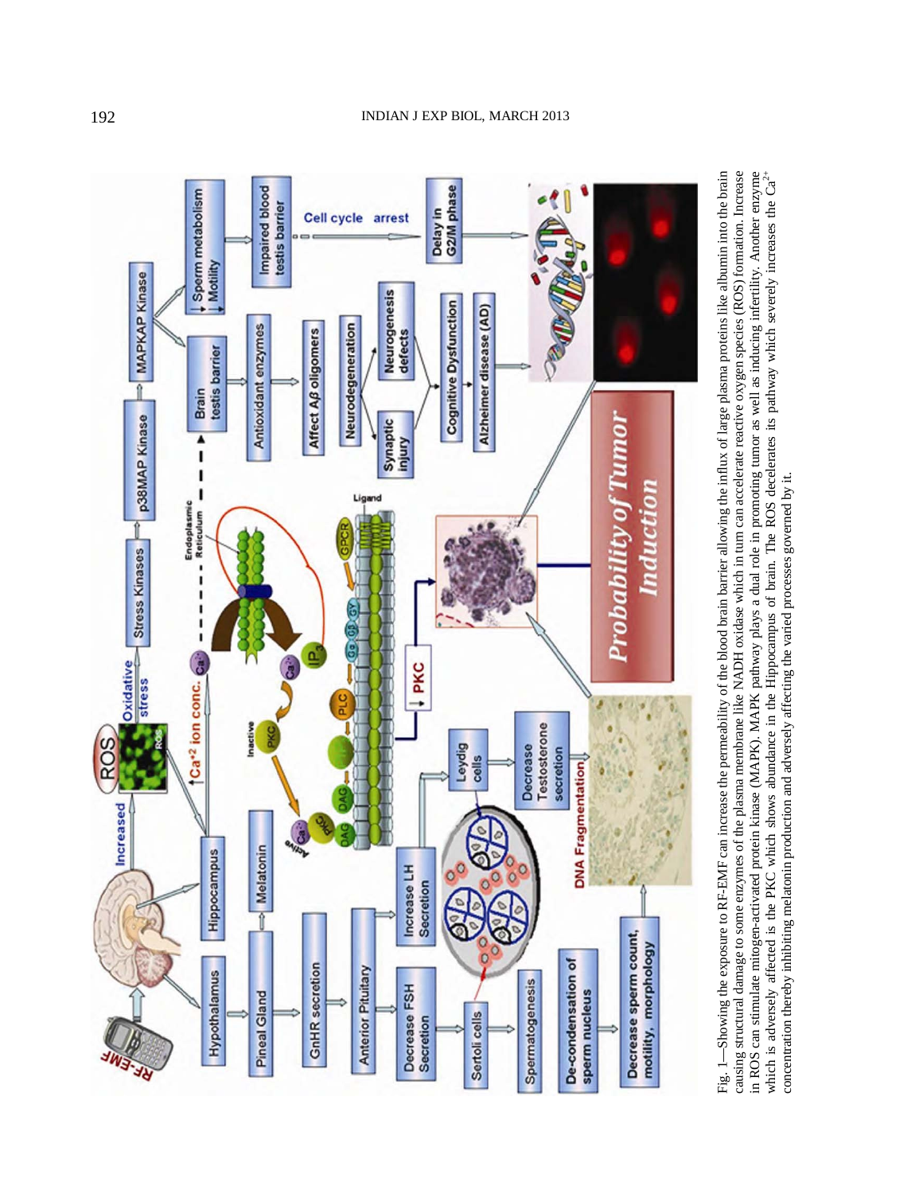Fig. 1—Showing the exposure to RF-EMF can increase the permeability of the blood brain barrier allowing the influx of large plasma proteins like albumin into the brain causing structural damage to some enzymes of the plasma membrane like NADH oxidase which in turn can accelerate reactive oxygen species (ROS) formation. Increase in ROS can stimulate mitogen-activated protein kinase (MAPK). MAPK pathway plays a dual role in promoting tumor as well as inducing infertility. Another enzyme which is adversely affected is the PKC which shows abundance in the Hippocampus of brain. The ROS decelerates its pathway which severely increases the $Ca^{2+}$ concentration thereby inhibiting melatonin production and adversely affecting the varied processes governed by it.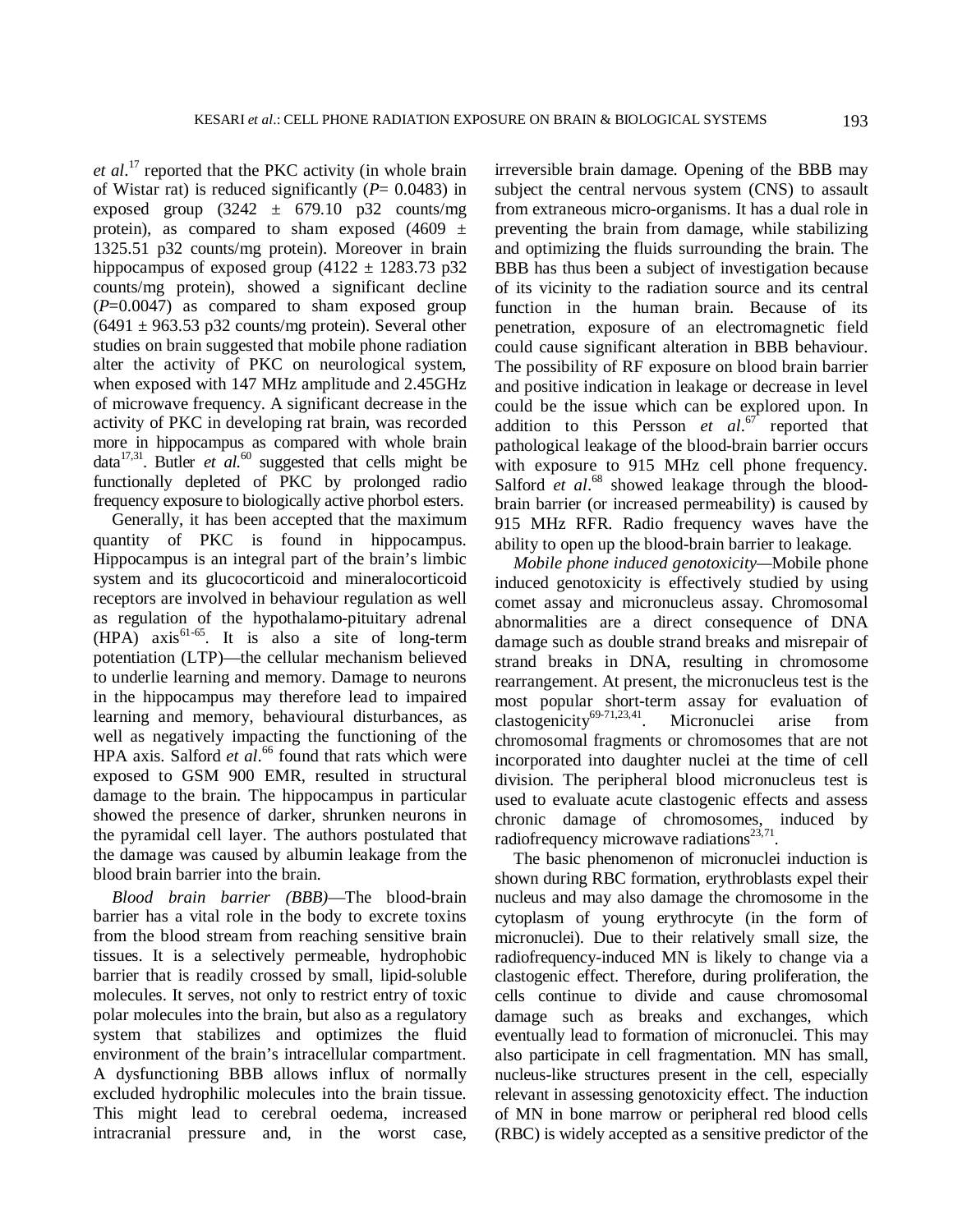*et al*.[17] reported that the PKC activity (in whole brain of Wistar rat) is reduced significantly ($P$= 0.0483) in exposed group (3242 ± 679.10 p32 counts/mg protein), as compared to sham exposed (4609 ± 1325.51 p32 counts/mg protein). Moreover in brain hippocampus of exposed group (4122 ± 1283.73 p32 counts/mg protein), showed a significant decline ($P$=0.0047) as compared to sham exposed group (6491 ± 963.53 p32 counts/mg protein). Several other studies on brain suggested that mobile phone radiation alter the activity of PKC on neurological system, when exposed with 147 MHz amplitude and 2.45GHz of microwave frequency. A significant decrease in the activity of PKC in developing rat brain, was recorded more in hippocampus as compared with whole brain data[17,31]. Butler *et al.*[60] suggested that cells might be functionally depleted of PKC by prolonged radio frequency exposure to biologically active phorbol esters.

Generally, it has been accepted that the maximum quantity of PKC is found in hippocampus. Hippocampus is an integral part of the brain's limbic system and its glucocorticoid and mineralocorticoid receptors are involved in behaviour regulation as well as regulation of the hypothalamo-pituitary adrenal (HPA) axis[61-65]. It is also a site of long-term potentiation (LTP)—the cellular mechanism believed to underlie learning and memory. Damage to neurons in the hippocampus may therefore lead to impaired learning and memory, behavioural disturbances, as well as negatively impacting the functioning of the HPA axis. Salford *et al*.[66] found that rats which were exposed to GSM 900 EMR, resulted in structural damage to the brain. The hippocampus in particular showed the presence of darker, shrunken neurons in the pyramidal cell layer. The authors postulated that the damage was caused by albumin leakage from the blood brain barrier into the brain.

*Blood brain barrier (BBB)*—The blood-brain barrier has a vital role in the body to excrete toxins from the blood stream from reaching sensitive brain tissues. It is a selectively permeable, hydrophobic barrier that is readily crossed by small, lipid-soluble molecules. It serves, not only to restrict entry of toxic polar molecules into the brain, but also as a regulatory system that stabilizes and optimizes the fluid environment of the brain's intracellular compartment. A dysfunctioning BBB allows influx of normally excluded hydrophilic molecules into the brain tissue. This might lead to cerebral oedema, increased intracranial pressure and, in the worst case, irreversible brain damage. Opening of the BBB may subject the central nervous system (CNS) to assault from extraneous micro-organisms. It has a dual role in preventing the brain from damage, while stabilizing and optimizing the fluids surrounding the brain. The BBB has thus been a subject of investigation because of its vicinity to the radiation source and its central function in the human brain. Because of its penetration, exposure of an electromagnetic field could cause significant alteration in BBB behaviour. The possibility of RF exposure on blood brain barrier and positive indication in leakage or decrease in level could be the issue which can be explored upon. In addition to this Persson *et al*.[67] reported that pathological leakage of the blood-brain barrier occurs with exposure to 915 MHz cell phone frequency. Salford *et al*.[68] showed leakage through the blood-brain barrier (or increased permeability) is caused by 915 MHz RFR. Radio frequency waves have the ability to open up the blood-brain barrier to leakage.

*Mobile phone induced genotoxicity*—Mobile phone induced genotoxicity is effectively studied by using comet assay and micronucleus assay. Chromosomal abnormalities are a direct consequence of DNA damage such as double strand breaks and misrepair of strand breaks in DNA, resulting in chromosome rearrangement. At present, the micronucleus test is the most popular short-term assay for evaluation of clastogenicity[69-71,23,41]. Micronuclei arise from chromosomal fragments or chromosomes that are not incorporated into daughter nuclei at the time of cell division. The peripheral blood micronucleus test is used to evaluate acute clastogenic effects and assess chronic damage of chromosomes, induced by radiofrequency microwave radiations[23,71].

The basic phenomenon of micronuclei induction is shown during RBC formation, erythroblasts expel their nucleus and may also damage the chromosome in the cytoplasm of young erythrocyte (in the form of micronuclei). Due to their relatively small size, the radiofrequency-induced MN is likely to change via a clastogenic effect. Therefore, during proliferation, the cells continue to divide and cause chromosomal damage such as breaks and exchanges, which eventually lead to formation of micronuclei. This may also participate in cell fragmentation. MN has small, nucleus-like structures present in the cell, especially relevant in assessing genotoxicity effect. The induction of MN in bone marrow or peripheral red blood cells (RBC) is widely accepted as a sensitive predictor of the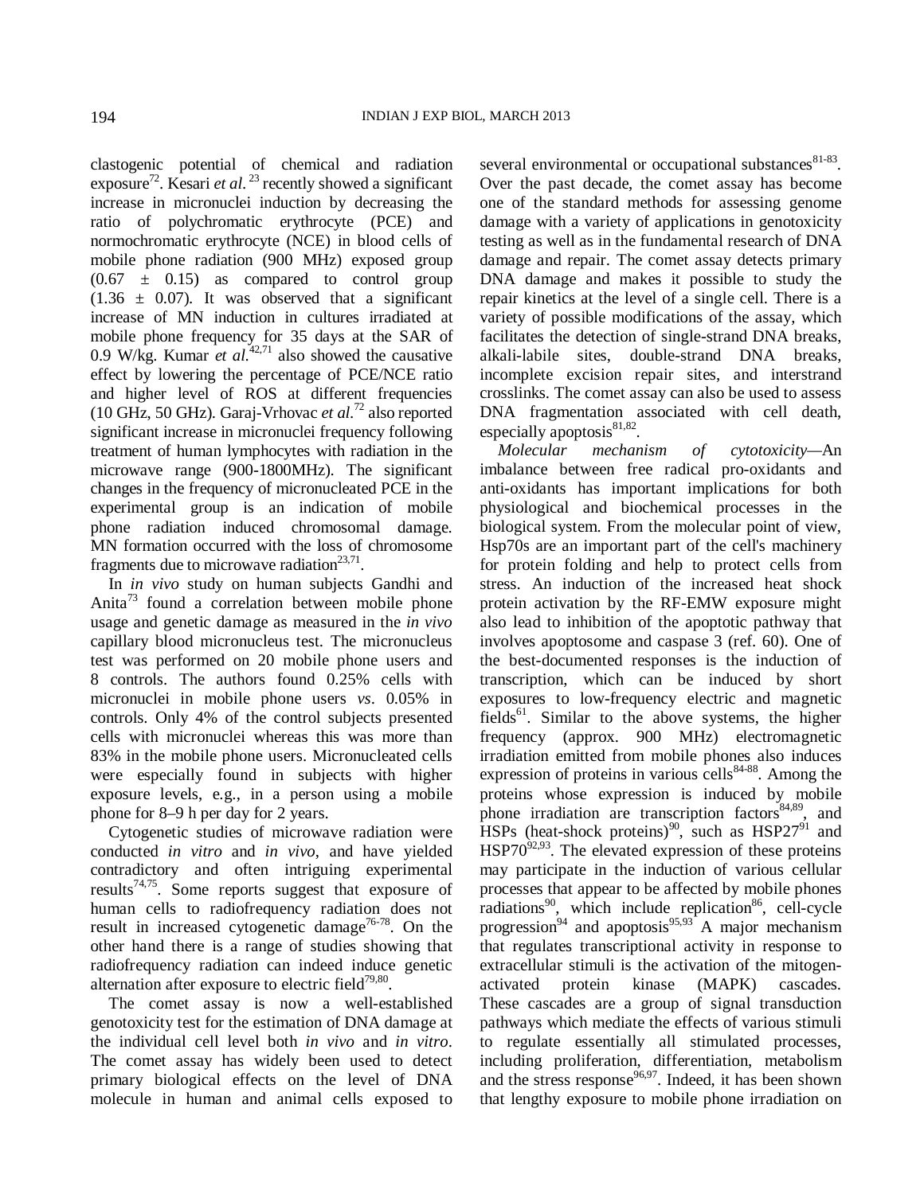clastogenic potential of chemical and radiation exposure[72]. Kesari *et al.*[23] recently showed a significant increase in micronuclei induction by decreasing the ratio of polychromatic erythrocyte (PCE) and normochromatic erythrocyte (NCE) in blood cells of mobile phone radiation (900 MHz) exposed group ($0.67 \pm 0.15$) as compared to control group ($1.36 \pm 0.07$). It was observed that a significant increase of MN induction in cultures irradiated at mobile phone frequency for 35 days at the SAR of 0.9 W/kg. Kumar *et al.*[42,71] also showed the causative effect by lowering the percentage of PCE/NCE ratio and higher level of ROS at different frequencies (10 GHz, 50 GHz). Garaj-Vrhovac *et al.*[72] also reported significant increase in micronuclei frequency following treatment of human lymphocytes with radiation in the microwave range (900-1800MHz). The significant changes in the frequency of micronucleated PCE in the experimental group is an indication of mobile phone radiation induced chromosomal damage. MN formation occurred with the loss of chromosome fragments due to microwave radiation[23,71].

In *in vivo* study on human subjects Gandhi and Anita[73] found a correlation between mobile phone usage and genetic damage as measured in the *in vivo* capillary blood micronucleus test. The micronucleus test was performed on 20 mobile phone users and 8 controls. The authors found 0.25% cells with micronuclei in mobile phone users *vs*. 0.05% in controls. Only 4% of the control subjects presented cells with micronuclei whereas this was more than 83% in the mobile phone users. Micronucleated cells were especially found in subjects with higher exposure levels, e.g., in a person using a mobile phone for 8–9 h per day for 2 years.

Cytogenetic studies of microwave radiation were conducted *in vitro* and *in vivo*, and have yielded contradictory and often intriguing experimental results[74,75]. Some reports suggest that exposure of human cells to radiofrequency radiation does not result in increased cytogenetic damage[76-78]. On the other hand there is a range of studies showing that radiofrequency radiation can indeed induce genetic alternation after exposure to electric field[79,80].

The comet assay is now a well-established genotoxicity test for the estimation of DNA damage at the individual cell level both *in vivo* and *in vitro*. The comet assay has widely been used to detect primary biological effects on the level of DNA molecule in human and animal cells exposed to several environmental or occupational substances[81-83]. Over the past decade, the comet assay has become one of the standard methods for assessing genome damage with a variety of applications in genotoxicity testing as well as in the fundamental research of DNA damage and repair. The comet assay detects primary DNA damage and makes it possible to study the repair kinetics at the level of a single cell. There is a variety of possible modifications of the assay, which facilitates the detection of single-strand DNA breaks, alkali-labile sites, double-strand DNA breaks, incomplete excision repair sites, and interstrand crosslinks. The comet assay can also be used to assess DNA fragmentation associated with cell death, especially apoptosis[81,82].

*Molecular mechanism of cytotoxicity*—An imbalance between free radical pro-oxidants and anti-oxidants has important implications for both physiological and biochemical processes in the biological system. From the molecular point of view, Hsp70s are an important part of the cell's machinery for protein folding and help to protect cells from stress. An induction of the increased heat shock protein activation by the RF-EMW exposure might also lead to inhibition of the apoptotic pathway that involves apoptosome and caspase 3 (ref. 60). One of the best-documented responses is the induction of transcription, which can be induced by short exposures to low-frequency electric and magnetic fields[61]. Similar to the above systems, the higher frequency (approx. 900 MHz) electromagnetic irradiation emitted from mobile phones also induces expression of proteins in various cells[84-88]. Among the proteins whose expression is induced by mobile phone irradiation are transcription factors[84,89], and HSPs (heat-shock proteins)[90], such as HSP27[91] and HSP70[92,93]. The elevated expression of these proteins may participate in the induction of various cellular processes that appear to be affected by mobile phones radiations[90], which include replication[86], cell-cycle progression[94] and apoptosis[95,93] A major mechanism that regulates transcriptional activity in response to extracellular stimuli is the activation of the mitogen-activated protein kinase (MAPK) cascades. These cascades are a group of signal transduction pathways which mediate the effects of various stimuli to regulate essentially all stimulated processes, including proliferation, differentiation, metabolism and the stress response[96,97]. Indeed, it has been shown that lengthy exposure to mobile phone irradiation on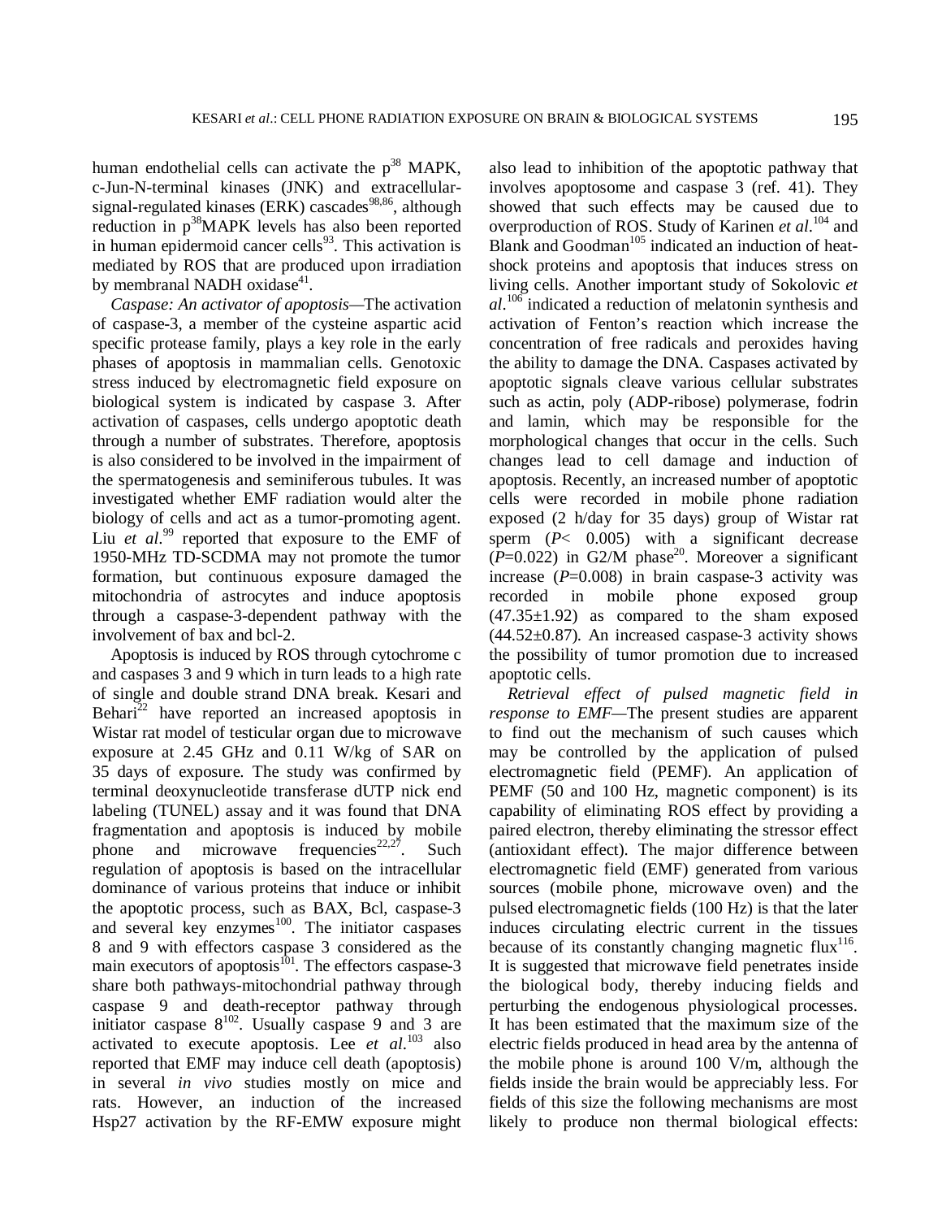human endothelial cells can activate the $p^{38}$ MAPK, c-Jun-N-terminal kinases (JNK) and extracellular-signal-regulated kinases (ERK) cascades[98,86], although reduction in $p^{38}$MAPK levels has also been reported in human epidermoid cancer cells[93]. This activation is mediated by ROS that are produced upon irradiation by membranal NADH oxidase[41].

*Caspase: An activator of apoptosis*—The activation of caspase-3, a member of the cysteine aspartic acid specific protease family, plays a key role in the early phases of apoptosis in mammalian cells. Genotoxic stress induced by electromagnetic field exposure on biological system is indicated by caspase 3. After activation of caspases, cells undergo apoptotic death through a number of substrates. Therefore, apoptosis is also considered to be involved in the impairment of the spermatogenesis and seminiferous tubules. It was investigated whether EMF radiation would alter the biology of cells and act as a tumor-promoting agent. Liu *et al*.[99] reported that exposure to the EMF of 1950-MHz TD-SCDMA may not promote the tumor formation, but continuous exposure damaged the mitochondria of astrocytes and induce apoptosis through a caspase-3-dependent pathway with the involvement of bax and bcl-2.

Apoptosis is induced by ROS through cytochrome c and caspases 3 and 9 which in turn leads to a high rate of single and double strand DNA break. Kesari and Behari[22] have reported an increased apoptosis in Wistar rat model of testicular organ due to microwave exposure at 2.45 GHz and 0.11 W/kg of SAR on 35 days of exposure. The study was confirmed by terminal deoxynucleotide transferase dUTP nick end labeling (TUNEL) assay and it was found that DNA fragmentation and apoptosis is induced by mobile phone and microwave frequencies[22,27]. Such regulation of apoptosis is based on the intracellular dominance of various proteins that induce or inhibit the apoptotic process, such as BAX, Bcl, caspase-3 and several key enzymes[100]. The initiator caspases 8 and 9 with effectors caspase 3 considered as the main executors of apoptosis[101]. The effectors caspase-3 share both pathways-mitochondrial pathway through caspase 9 and death-receptor pathway through initiator caspase 8[102]. Usually caspase 9 and 3 are activated to execute apoptosis. Lee *et al*.[103] also reported that EMF may induce cell death (apoptosis) in several *in vivo* studies mostly on mice and rats. However, an induction of the increased Hsp27 activation by the RF-EMW exposure might also lead to inhibition of the apoptotic pathway that involves apoptosome and caspase 3 (ref. 41). They showed that such effects may be caused due to overproduction of ROS. Study of Karinen *et al*.[104] and Blank and Goodman[105] indicated an induction of heat-shock proteins and apoptosis that induces stress on living cells. Another important study of Sokolovic *et al*.[106] indicated a reduction of melatonin synthesis and activation of Fenton's reaction which increase the concentration of free radicals and peroxides having the ability to damage the DNA. Caspases activated by apoptotic signals cleave various cellular substrates such as actin, poly (ADP-ribose) polymerase, fodrin and lamin, which may be responsible for the morphological changes that occur in the cells. Such changes lead to cell damage and induction of apoptosis. Recently, an increased number of apoptotic cells were recorded in mobile phone radiation exposed (2 h/day for 35 days) group of Wistar rat sperm ($P < 0.005$) with a significant decrease ($P$=0.022) in G2/M phase[20]. Moreover a significant increase ($P$=0.008) in brain caspase-3 activity was recorded in mobile phone exposed group ($47.35 \pm 1.92$) as compared to the sham exposed ($44.52 \pm 0.87$). An increased caspase-3 activity shows the possibility of tumor promotion due to increased apoptotic cells.

*Retrieval effect of pulsed magnetic field in response to EMF*—The present studies are apparent to find out the mechanism of such causes which may be controlled by the application of pulsed electromagnetic field (PEMF). An application of PEMF (50 and 100 Hz, magnetic component) is its capability of eliminating ROS effect by providing a paired electron, thereby eliminating the stressor effect (antioxidant effect). The major difference between electromagnetic field (EMF) generated from various sources (mobile phone, microwave oven) and the pulsed electromagnetic fields (100 Hz) is that the later induces circulating electric current in the tissues because of its constantly changing magnetic flux[116]. It is suggested that microwave field penetrates inside the biological body, thereby inducing fields and perturbing the endogenous physiological processes. It has been estimated that the maximum size of the electric fields produced in head area by the antenna of the mobile phone is around 100 V/m, although the fields inside the brain would be appreciably less. For fields of this size the following mechanisms are most likely to produce non thermal biological effects: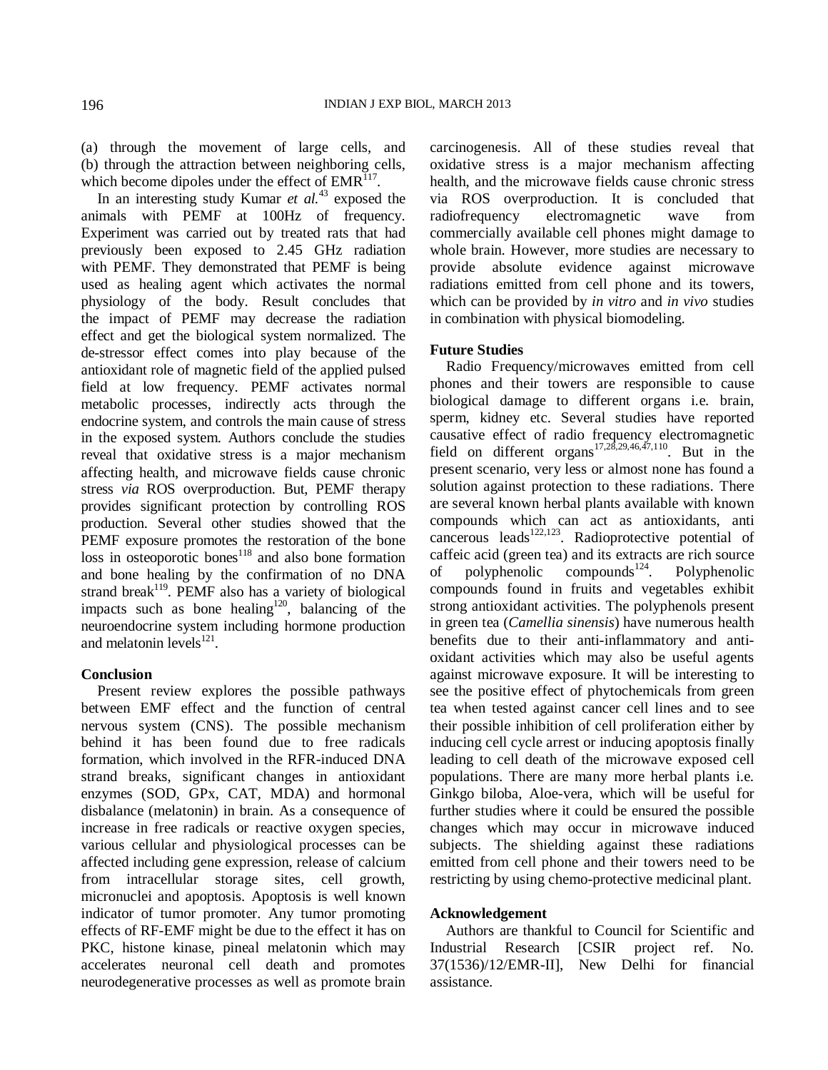(a) through the movement of large cells, and (b) through the attraction between neighboring cells, which become dipoles under the effect of EMR[117].

In an interesting study Kumar *et al.*[43] exposed the animals with PEMF at 100Hz of frequency. Experiment was carried out by treated rats that had previously been exposed to 2.45 GHz radiation with PEMF. They demonstrated that PEMF is being used as healing agent which activates the normal physiology of the body. Result concludes that the impact of PEMF may decrease the radiation effect and get the biological system normalized. The de-stressor effect comes into play because of the antioxidant role of magnetic field of the applied pulsed field at low frequency. PEMF activates normal metabolic processes, indirectly acts through the endocrine system, and controls the main cause of stress in the exposed system. Authors conclude the studies reveal that oxidative stress is a major mechanism affecting health, and microwave fields cause chronic stress *via* ROS overproduction. But, PEMF therapy provides significant protection by controlling ROS production. Several other studies showed that the PEMF exposure promotes the restoration of the bone loss in osteoporotic bones[118] and also bone formation and bone healing by the confirmation of no DNA strand break[119]. PEMF also has a variety of biological impacts such as bone healing[120], balancing of the neuroendocrine system including hormone production and melatonin levels[121].

## Conclusion

Present review explores the possible pathways between EMF effect and the function of central nervous system (CNS). The possible mechanism behind it has been found due to free radicals formation, which involved in the RFR-induced DNA strand breaks, significant changes in antioxidant enzymes (SOD, GPx, CAT, MDA) and hormonal disbalance (melatonin) in brain. As a consequence of increase in free radicals or reactive oxygen species, various cellular and physiological processes can be affected including gene expression, release of calcium from intracellular storage sites, cell growth, micronuclei and apoptosis. Apoptosis is well known indicator of tumor promoter. Any tumor promoting effects of RF-EMF might be due to the effect it has on PKC, histone kinase, pineal melatonin which may accelerates neuronal cell death and promotes neurodegenerative processes as well as promote brain carcinogenesis. All of these studies reveal that oxidative stress is a major mechanism affecting health, and the microwave fields cause chronic stress via ROS overproduction. It is concluded that radiofrequency electromagnetic wave from commercially available cell phones might damage to whole brain. However, more studies are necessary to provide absolute evidence against microwave radiations emitted from cell phone and its towers, which can be provided by *in vitro* and *in vivo* studies in combination with physical biomodeling.

## Future Studies

Radio Frequency/microwaves emitted from cell phones and their towers are responsible to cause biological damage to different organs i.e. brain, sperm, kidney etc. Several studies have reported causative effect of radio frequency electromagnetic field on different organs[17,28,29,46,47,110]. But in the present scenario, very less or almost none has found a solution against protection to these radiations. There are several known herbal plants available with known compounds which can act as antioxidants, anti cancerous leads[122,123]. Radioprotective potential of caffeic acid (green tea) and its extracts are rich source of polyphenolic compounds[124]. Polyphenolic compounds found in fruits and vegetables exhibit strong antioxidant activities. The polyphenols present in green tea (*Camellia sinensis*) have numerous health benefits due to their anti-inflammatory and anti-oxidant activities which may also be useful agents against microwave exposure. It will be interesting to see the positive effect of phytochemicals from green tea when tested against cancer cell lines and to see their possible inhibition of cell proliferation either by inducing cell cycle arrest or inducing apoptosis finally leading to cell death of the microwave exposed cell populations. There are many more herbal plants i.e. Ginkgo biloba, Aloe-vera, which will be useful for further studies where it could be ensured the possible changes which may occur in microwave induced subjects. The shielding against these radiations emitted from cell phone and their towers need to be restricting by using chemo-protective medicinal plant.

## Acknowledgement

Authors are thankful to Council for Scientific and Industrial Research [CSIR project ref. No. 37(1536)/12/EMR-II], New Delhi for financial assistance.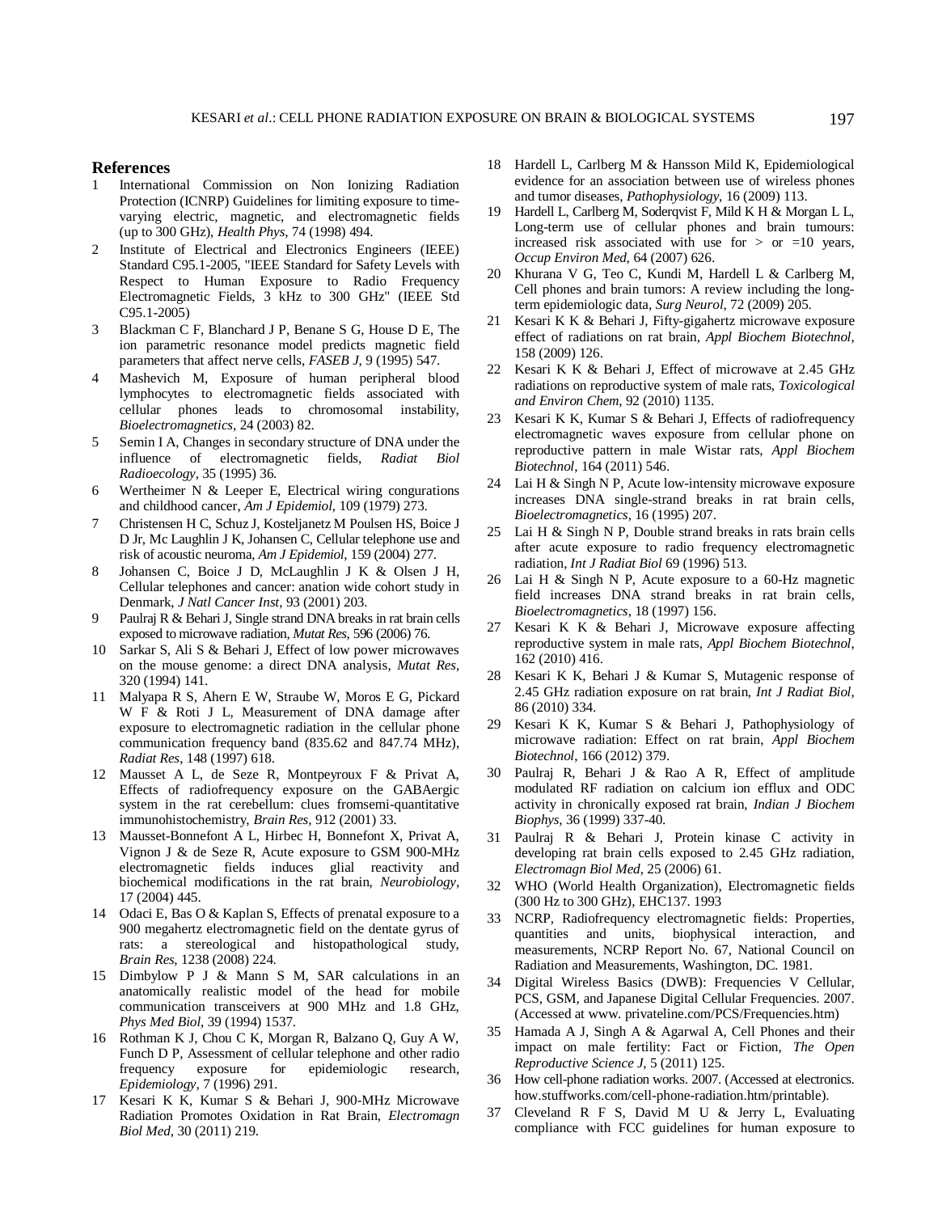## References

1. International Commission on Non Ionizing Radiation Protection (ICNRP) Guidelines for limiting exposure to time-varying electric, magnetic, and electromagnetic fields (up to 300 GHz), *Health Phys*, 74 (1998) 494.
2. Institute of Electrical and Electronics Engineers (IEEE) Standard C95.1-2005, "IEEE Standard for Safety Levels with Respect to Human Exposure to Radio Frequency Electromagnetic Fields, 3 kHz to 300 GHz" (IEEE Std C95.1-2005)
3. Blackman C F, Blanchard J P, Benane S G, House D E, The ion parametric resonance model predicts magnetic field parameters that affect nerve cells, *FASEB J*, 9 (1995) 547.
4. Mashevich M, Exposure of human peripheral blood lymphocytes to electromagnetic fields associated with cellular phones leads to chromosomal instability, *Bioelectromagnetics*, 24 (2003) 82.
5. Semin I A, Changes in secondary structure of DNA under the influence of electromagnetic fields, *Radiat Biol Radioecology*, 35 (1995) 36.
6. Wertheimer N & Leeper E, Electrical wiring congurations and childhood cancer, *Am J Epidemiol*, 109 (1979) 273.
7. Christensen H C, Schuz J, Kosteljanetz M Poulsen HS, Boice J D Jr, Mc Laughlin J K, Johansen C, Cellular telephone use and risk of acoustic neuroma, *Am J Epidemiol*, 159 (2004) 277.
8. Johansen C, Boice J D, McLaughlin J K & Olsen J H, Cellular telephones and cancer: anation wide cohort study in Denmark, *J Natl Cancer Inst*, 93 (2001) 203.
9. Paulraj R & Behari J, Single strand DNA breaks in rat brain cells exposed to microwave radiation, *Mutat Res*, 596 (2006) 76.
10. Sarkar S, Ali S & Behari J, Effect of low power microwaves on the mouse genome: a direct DNA analysis, *Mutat Res*, 320 (1994) 141.
11. Malyapa R S, Ahern E W, Straube W, Moros E G, Pickard W F & Roti J L, Measurement of DNA damage after exposure to electromagnetic radiation in the cellular phone communication frequency band (835.62 and 847.74 MHz), *Radiat Res*, 148 (1997) 618.
12. Mausset A L, de Seze R, Montpeyroux F & Privat A, Effects of radiofrequency exposure on the GABAergic system in the rat cerebellum: clues fromsemi-quantitative immunohistochemistry, *Brain Res*, 912 (2001) 33.
13. Mausset-Bonnefont A L, Hirbec H, Bonnefont X, Privat A, Vignon J & de Seze R, Acute exposure to GSM 900-MHz electromagnetic fields induces glial reactivity and biochemical modifications in the rat brain, *Neurobiology*, 17 (2004) 445.
14. Odaci E, Bas O & Kaplan S, Effects of prenatal exposure to a 900 megahertz electromagnetic field on the dentate gyrus of rats: a stereological and histopathological study, *Brain Res*, 1238 (2008) 224.
15. Dimbylow P J & Mann S M, SAR calculations in an anatomically realistic model of the head for mobile communication transceivers at 900 MHz and 1.8 GHz, *Phys Med Biol*, 39 (1994) 1537.
16. Rothman K J, Chou C K, Morgan R, Balzano Q, Guy A W, Funch D P, Assessment of cellular telephone and other radio frequency exposure for epidemiologic research, *Epidemiology*, 7 (1996) 291.
17. Kesari K K, Kumar S & Behari J, 900-MHz Microwave Radiation Promotes Oxidation in Rat Brain, *Electromagn Biol Med*, 30 (2011) 219.
18. Hardell L, Carlberg M & Hansson Mild K, Epidemiological evidence for an association between use of wireless phones and tumor diseases, *Pathophysiology*, 16 (2009) 113.
19. Hardell L, Carlberg M, Soderqvist F, Mild K H & Morgan L L, Long-term use of cellular phones and brain tumours: increased risk associated with use for > or =10 years, *Occup Environ Med*, 64 (2007) 626.
20. Khurana V G, Teo C, Kundi M, Hardell L & Carlberg M, Cell phones and brain tumors: A review including the long-term epidemiologic data, *Surg Neurol*, 72 (2009) 205.
21. Kesari K K & Behari J, Fifty-gigahertz microwave exposure effect of radiations on rat brain, *Appl Biochem Biotechnol*, 158 (2009) 126.
22. Kesari K K & Behari J, Effect of microwave at 2.45 GHz radiations on reproductive system of male rats, *Toxicological and Environ Chem*, 92 (2010) 1135.
23. Kesari K K, Kumar S & Behari J, Effects of radiofrequency electromagnetic waves exposure from cellular phone on reproductive pattern in male Wistar rats, *Appl Biochem Biotechnol*, 164 (2011) 546.
24. Lai H & Singh N P, Acute low-intensity microwave exposure increases DNA single-strand breaks in rat brain cells, *Bioelectromagnetics*, 16 (1995) 207.
25. Lai H & Singh N P, Double strand breaks in rats brain cells after acute exposure to radio frequency electromagnetic radiation, *Int J Radiat Biol* 69 (1996) 513.
26. Lai H & Singh N P, Acute exposure to a 60-Hz magnetic field increases DNA strand breaks in rat brain cells, *Bioelectromagnetics*, 18 (1997) 156.
27. Kesari K K & Behari J, Microwave exposure affecting reproductive system in male rats, *Appl Biochem Biotechnol*, 162 (2010) 416.
28. Kesari K K, Behari J & Kumar S, Mutagenic response of 2.45 GHz radiation exposure on rat brain, *Int J Radiat Biol*, 86 (2010) 334.
29. Kesari K K, Kumar S & Behari J, Pathophysiology of microwave radiation: Effect on rat brain, *Appl Biochem Biotechnol*, 166 (2012) 379.
30. Paulraj R, Behari J & Rao A R, Effect of amplitude modulated RF radiation on calcium ion efflux and ODC activity in chronically exposed rat brain, *Indian J Biochem Biophys*, 36 (1999) 337-40.
31. Paulraj R & Behari J, Protein kinase C activity in developing rat brain cells exposed to 2.45 GHz radiation, *Electromagn Biol Med*, 25 (2006) 61.
32. WHO (World Health Organization), Electromagnetic fields (300 Hz to 300 GHz), EHC137. 1993
33. NCRP, Radiofrequency electromagnetic fields: Properties, quantities and units, biophysical interaction, and measurements, NCRP Report No. 67, National Council on Radiation and Measurements, Washington, DC. 1981.
34. Digital Wireless Basics (DWB): Frequencies V Cellular, PCS, GSM, and Japanese Digital Cellular Frequencies. 2007. (Accessed at www. privateline.com/PCS/Frequencies.htm)
35. Hamada A J, Singh A & Agarwal A, Cell Phones and their impact on male fertility: Fact or Fiction, *The Open Reproductive Science J*, 5 (2011) 125.
36. How cell-phone radiation works. 2007. (Accessed at electronics. how.stuffworks.com/cell-phone-radiation.htm/printable).
37. Cleveland R F S, David M U & Jerry L, Evaluating compliance with FCC guidelines for human exposure to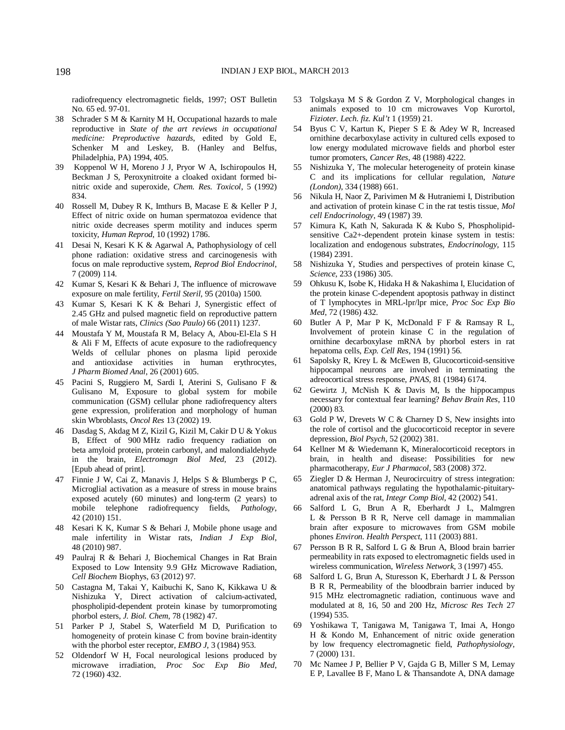radiofrequency electromagnetic fields, 1997; OST Bulletin No. 65 ed. 97-01.

38 Schrader S M & Karnity M H, Occupational hazards to male reproductive in *State of the art reviews in occupational medicine: Preproductive hazards*, edited by Gold E, Schenker M and Leskey, B. (Hanley and Belfus, Philadelphia, PA) 1994, 405.

39 Koppenol W H, Moreno J J, Pryor W A, Ischiropoulos H, Beckman J S, Peroxynitroite a cloaked oxidant formed bi-nitric oxide and superoxide, *Chem. Res. Toxicol*, 5 (1992) 834.

40 Rossell M, Dubey R K, Imthurs B, Macase E & Keller P J, Effect of nitric oxide on human spermatozoa evidence that nitric oxide decreases sperm motility and induces sperm toxicity, *Human Reprod*, 10 (1992) 1786.

41 Desai N, Kesari K K & Agarwal A, Pathophysiology of cell phone radiation: oxidative stress and carcinogenesis with focus on male reproductive system, *Reprod Biol Endocrinol*, 7 (2009) 114.

42 Kumar S, Kesari K & Behari J, The influence of microwave exposure on male fertility, *Fertil Steril*, 95 (2010a) 1500.

43 Kumar S, Kesari K K & Behari J, Synergistic effect of 2.45 GHz and pulsed magnetic field on reproductive pattern of male Wistar rats, *Clinics (Sao Paulo)* 66 (2011) 1237.

44 Moustafa Y M, Moustafa R M, Belacy A, Abou-El-Ela S H & Ali F M, Effects of acute exposure to the radiofrequency Welds of cellular phones on plasma lipid peroxide and antioxidase activities in human erythrocytes, *J Pharm Biomed Anal*, 26 (2001) 605.

45 Pacini S, Ruggiero M, Sardi I, Aterini S, Gulisano F & Gulisano M, Exposure to global system for mobile communication (GSM) cellular phone radiofrequency alters gene expression, proliferation and morphology of human skin Wbroblasts, *Oncol Res* 13 (2002) 19.

46 Dasdag S, Akdag M Z, Kizil G, Kizil M, Cakir D U & Yokus B, Effect of 900 MHz radio frequency radiation on beta amyloid protein, protein carbonyl, and malondialdehyde in the brain, *Electromagn Biol Med*, 23 (2012). [Epub ahead of print].

47 Finnie J W, Cai Z, Manavis J, Helps S & Blumbergs P C, Microglial activation as a measure of stress in mouse brains exposed acutely (60 minutes) and long-term (2 years) to mobile telephone radiofrequency fields, *Pathology*, 42 (2010) 151.

48 Kesari K K, Kumar S & Behari J, Mobile phone usage and male infertility in Wistar rats, *Indian J Exp Biol*, 48 (2010) 987.

49 Paulraj R & Behari J, Biochemical Changes in Rat Brain Exposed to Low Intensity 9.9 GHz Microwave Radiation, *Cell Biochem* Biophys, 63 (2012) 97.

50 Castagna M, Takai Y, Kaibuchi K, Sano K, Kikkawa U & Nishizuka Y, Direct activation of calcium-activated, phospholipid-dependent protein kinase by tumorpromoting phorbol esters, *J. Biol. Chem*, 78 (1982) 47.

51 Parker P J, Stabel S, Waterfield M D, Purification to homogeneity of protein kinase C from bovine brain-identity with the phorbol ester receptor, *EMBO J*, 3 (1984) 953.

52 Oldendorf W H, Focal neurological lesions produced by microwave irradiation, *Proc Soc Exp Bio Med*, 72 (1960) 432.

53 Tolgskaya M S & Gordon Z V, Morphological changes in animals exposed to 10 cm microwaves Vop Kurortol, *Fizioter. Lech. fiz. Kul't* 1 (1959) 21.

54 Byus C V, Kartun K, Pieper S E & Adey W R, Increased ornithine decarboxylase activity in cultured cells exposed to low energy modulated microwave fields and phorbol ester tumor promoters, *Cancer Res*, 48 (1988) 4222.

55 Nishizuka Y, The molecular heterogeneity of protein kinase C and its implications for cellular regulation, *Nature (London)*, 334 (1988) 661.

56 Nikula H, Naor Z, Parivimen M & Hutraniemi I, Distribution and activation of protein kinase C in the rat testis tissue, *Mol cell Endocrinology*, 49 (1987) 39.

57 Kimura K, Kath N, Sakurada K & Kubo S, Phospholipid-sensitive Ca2+-dependent protein kinase system in testis: localization and endogenous substrates, *Endocrinology*, 115 (1984) 2391.

58 Nishizuka Y, Studies and perspectives of protein kinase C, *Science*, 233 (1986) 305.

59 Ohkusu K, Isobe K, Hidaka H & Nakashima I, Elucidation of the protein kinase C-dependent apoptosis pathway in distinct of T lymphocytes in MRL-lpr/lpr mice, *Proc Soc Exp Bio Med*, 72 (1986) 432.

60 Butler A P, Mar P K, McDonald F F & Ramsay R L, Involvement of protein kinase C in the regulation of ornithine decarboxylase mRNA by phorbol esters in rat hepatoma cells, *Exp. Cell Res*, 194 (1991) 56.

61 Sapolsky R, Krey L & McEwen B, Glucocorticoid-sensitive hippocampal neurons are involved in terminating the adreocortical stress response, *PNAS*, 81 (1984) 6174.

62 Gewirtz J, McNish K & Davis M, Is the hippocampus necessary for contextual fear learning? *Behav Brain Res*, 110 (2000) 83.

63 Gold P W, Drevets W C & Charney D S, New insights into the role of cortisol and the glucocorticoid receptor in severe depression, *Biol Psych*, 52 (2002) 381.

64 Kellner M & Wiedemann K, Mineralocorticoid receptors in brain, in health and disease: Possibilities for new pharmacotherapy, *Eur J Pharmacol*, 583 (2008) 372.

65 Ziegler D & Herman J, Neurocircuitry of stress integration: anatomical pathways regulating the hypothalamic-pituitary-adrenal axis of the rat, *Integr Comp Biol*, 42 (2002) 541.

66 Salford L G, Brun A R, Eberhardt J L, Malmgren L & Persson B R R, Nerve cell damage in mammalian brain after exposure to microwaves from GSM mobile phones *Environ. Health Perspect*, 111 (2003) 881.

67 Persson B R R, Salford L G & Brun A, Blood brain barrier permeability in rats exposed to electromagnetic fields used in wireless communication, *Wireless Network*, 3 (1997) 455.

68 Salford L G, Brun A, Sturesson K, Eberhardt J L & Persson B R R, Permeability of the bloodbrain barrier induced by 915 MHz electromagnetic radiation, continuous wave and modulated at 8, 16, 50 and 200 Hz, *Microsc Res Tech* 27 (1994) 535.

69 Yoshikawa T, Tanigawa M, Tanigawa T, Imai A, Hongo H & Kondo M, Enhancement of nitric oxide generation by low frequency electromagnetic field, *Pathophysiology*, 7 (2000) 131.

70 Mc Namee J P, Bellier P V, Gajda G B, Miller S M, Lemay E P, Lavallee B F, Mano L & Thansandote A, DNA damage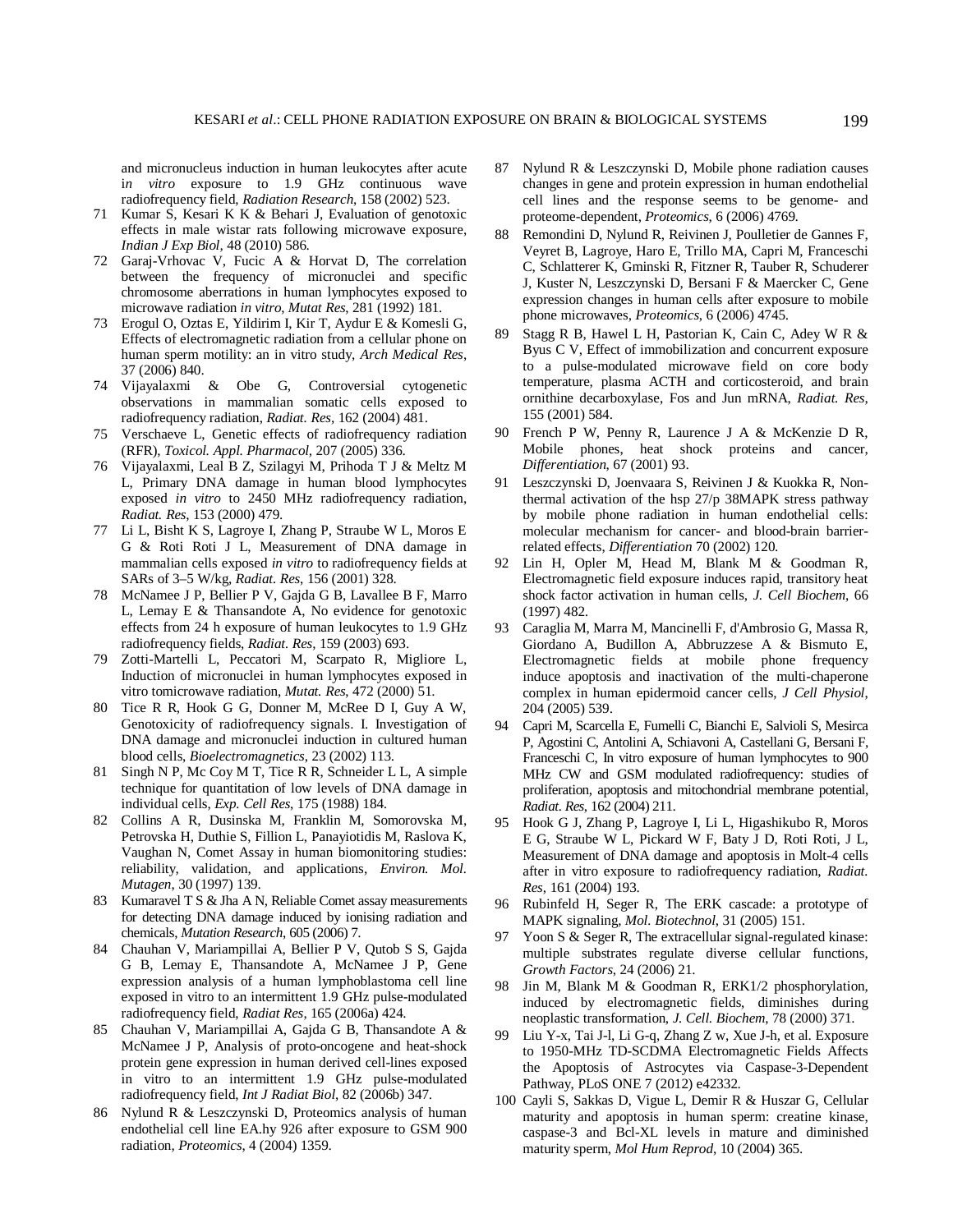and micronucleus induction in human leukocytes after acute i*n vitro* exposure to 1.9 GHz continuous wave radiofrequency field, *Radiation Research*, 158 (2002) 523.

71 Kumar S, Kesari K K & Behari J, Evaluation of genotoxic effects in male wistar rats following microwave exposure, *Indian J Exp Biol*, 48 (2010) 586.

72 Garaj-Vrhovac V, Fucic A & Horvat D, The correlation between the frequency of micronuclei and specific chromosome aberrations in human lymphocytes exposed to microwave radiation *in vitro*, *Mutat Res*, 281 (1992) 181.

73 Erogul O, Oztas E, Yildirim I, Kir T, Aydur E & Komesli G, Effects of electromagnetic radiation from a cellular phone on human sperm motility: an in vitro study, *Arch Medical Res*, 37 (2006) 840.

74 Vijayalaxmi & Obe G, Controversial cytogenetic observations in mammalian somatic cells exposed to radiofrequency radiation, *Radiat. Res*, 162 (2004) 481.

75 Verschaeve L, Genetic effects of radiofrequency radiation (RFR), *Toxicol. Appl. Pharmacol*, 207 (2005) 336.

76 Vijayalaxmi, Leal B Z, Szilagyi M, Prihoda T J & Meltz M L, Primary DNA damage in human blood lymphocytes exposed *in vitro* to 2450 MHz radiofrequency radiation, *Radiat. Res*, 153 (2000) 479.

77 Li L, Bisht K S, Lagroye I, Zhang P, Straube W L, Moros E G & Roti Roti J L, Measurement of DNA damage in mammalian cells exposed *in vitro* to radiofrequency fields at SARs of 3–5 W/kg, *Radiat. Res*, 156 (2001) 328.

78 McNamee J P, Bellier P V, Gajda G B, Lavallee B F, Marro L, Lemay E & Thansandote A, No evidence for genotoxic effects from 24 h exposure of human leukocytes to 1.9 GHz radiofrequency fields, *Radiat. Res*, 159 (2003) 693.

79 Zotti-Martelli L, Peccatori M, Scarpato R, Migliore L, Induction of micronuclei in human lymphocytes exposed in vitro tomicrowave radiation, *Mutat. Res*, 472 (2000) 51.

80 Tice R R, Hook G G, Donner M, McRee D I, Guy A W, Genotoxicity of radiofrequency signals. I. Investigation of DNA damage and micronuclei induction in cultured human blood cells, *Bioelectromagnetics*, 23 (2002) 113.

81 Singh N P, Mc Coy M T, Tice R R, Schneider L L, A simple technique for quantitation of low levels of DNA damage in individual cells, *Exp. Cell Res*, 175 (1988) 184.

82 Collins A R, Dusinska M, Franklin M, Somorovska M, Petrovska H, Duthie S, Fillion L, Panayiotidis M, Raslova K, Vaughan N, Comet Assay in human biomonitoring studies: reliability, validation, and applications, *Environ. Mol. Mutagen*, 30 (1997) 139.

83 Kumaravel T S & Jha A N, Reliable Comet assay measurements for detecting DNA damage induced by ionising radiation and chemicals, *Mutation Research*, 605 (2006) 7.

84 Chauhan V, Mariampillai A, Bellier P V, Qutob S S, Gajda G B, Lemay E, Thansandote A, McNamee J P, Gene expression analysis of a human lymphoblastoma cell line exposed in vitro to an intermittent 1.9 GHz pulse-modulated radiofrequency field, *Radiat Res*, 165 (2006a) 424.

85 Chauhan V, Mariampillai A, Gajda G B, Thansandote A & McNamee J P, Analysis of proto-oncogene and heat-shock protein gene expression in human derived cell-lines exposed in vitro to an intermittent 1.9 GHz pulse-modulated radiofrequency field, *Int J Radiat Biol*, 82 (2006b) 347.

86 Nylund R & Leszczynski D, Proteomics analysis of human endothelial cell line EA.hy 926 after exposure to GSM 900 radiation, *Proteomics*, 4 (2004) 1359.

87 Nylund R & Leszczynski D, Mobile phone radiation causes changes in gene and protein expression in human endothelial cell lines and the response seems to be genome- and proteome-dependent, *Proteomics*, 6 (2006) 4769.

88 Remondini D, Nylund R, Reivinen J, Poulletier de Gannes F, Veyret B, Lagroye, Haro E, Trillo MA, Capri M, Franceschi C, Schlatterer K, Gminski R, Fitzner R, Tauber R, Schuderer J, Kuster N, Leszczynski D, Bersani F & Maercker C, Gene expression changes in human cells after exposure to mobile phone microwaves, *Proteomics*, 6 (2006) 4745.

89 Stagg R B, Hawel L H, Pastorian K, Cain C, Adey W R & Byus C V, Effect of immobilization and concurrent exposure to a pulse-modulated microwave field on core body temperature, plasma ACTH and corticosteroid, and brain ornithine decarboxylase, Fos and Jun mRNA, *Radiat. Res*, 155 (2001) 584.

90 French P W, Penny R, Laurence J A & McKenzie D R, Mobile phones, heat shock proteins and cancer, *Differentiation*, 67 (2001) 93.

91 Leszczynski D, Joenvaara S, Reivinen J & Kuokka R, Non-thermal activation of the hsp 27/p 38MAPK stress pathway by mobile phone radiation in human endothelial cells: molecular mechanism for cancer- and blood-brain barrier-related effects, *Differentiation* 70 (2002) 120.

92 Lin H, Opler M, Head M, Blank M & Goodman R, Electromagnetic field exposure induces rapid, transitory heat shock factor activation in human cells, *J. Cell Biochem*, 66 (1997) 482.

93 Caraglia M, Marra M, Mancinelli F, d'Ambrosio G, Massa R, Giordano A, Budillon A, Abbruzzese A & Bismuto E, Electromagnetic fields at mobile phone frequency induce apoptosis and inactivation of the multi-chaperone complex in human epidermoid cancer cells, *J Cell Physiol*, 204 (2005) 539.

94 Capri M, Scarcella E, Fumelli C, Bianchi E, Salvioli S, Mesirca P, Agostini C, Antolini A, Schiavoni A, Castellani G, Bersani F, Franceschi C, In vitro exposure of human lymphocytes to 900 MHz CW and GSM modulated radiofrequency: studies of proliferation, apoptosis and mitochondrial membrane potential, *Radiat. Res*, 162 (2004) 211.

95 Hook G J, Zhang P, Lagroye I, Li L, Higashikubo R, Moros E G, Straube W L, Pickard W F, Baty J D, Roti Roti, J L, Measurement of DNA damage and apoptosis in Molt-4 cells after in vitro exposure to radiofrequency radiation, *Radiat. Res*, 161 (2004) 193.

96 Rubinfeld H, Seger R, The ERK cascade: a prototype of MAPK signaling, *Mol. Biotechnol*, 31 (2005) 151.

97 Yoon S & Seger R, The extracellular signal-regulated kinase: multiple substrates regulate diverse cellular functions, *Growth Factors*, 24 (2006) 21.

98 Jin M, Blank M & Goodman R, ERK1/2 phosphorylation, induced by electromagnetic fields, diminishes during neoplastic transformation, *J. Cell. Biochem*, 78 (2000) 371.

99 Liu Y-x, Tai J-l, Li G-q, Zhang Z w, Xue J-h, et al. Exposure to 1950-MHz TD-SCDMA Electromagnetic Fields Affects the Apoptosis of Astrocytes via Caspase-3-Dependent Pathway, PLoS ONE 7 (2012) e42332.

100 Cayli S, Sakkas D, Vigue L, Demir R & Huszar G, Cellular maturity and apoptosis in human sperm: creatine kinase, caspase-3 and Bcl-XL levels in mature and diminished maturity sperm, *Mol Hum Reprod*, 10 (2004) 365.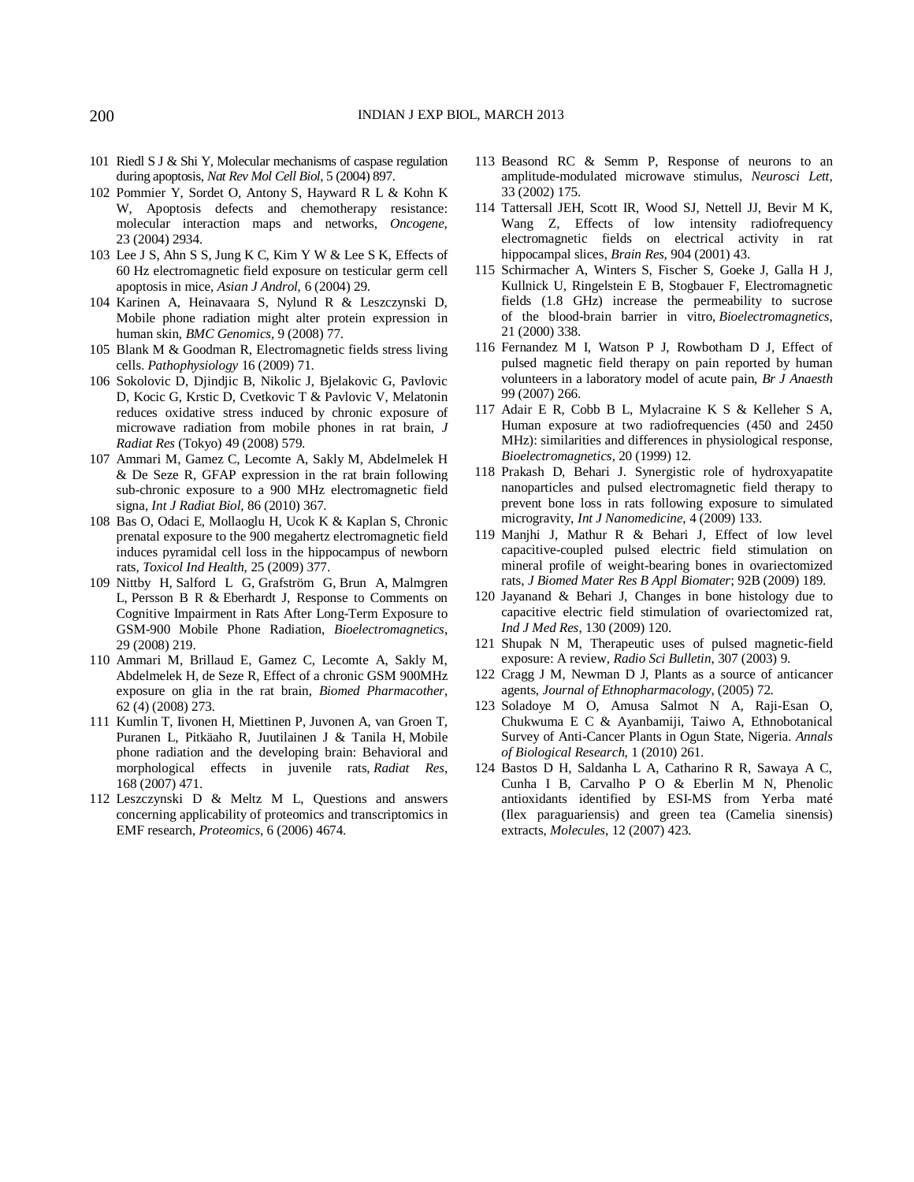101 Riedl S J & Shi Y, Molecular mechanisms of caspase regulation during apoptosis, *Nat Rev Mol Cell Biol*, 5 (2004) 897.

102 Pommier Y, Sordet O, Antony S, Hayward R L & Kohn K W, Apoptosis defects and chemotherapy resistance: molecular interaction maps and networks, *Oncogene*, 23 (2004) 2934.

103 Lee J S, Ahn S S, Jung K C, Kim Y W & Lee S K, Effects of 60 Hz electromagnetic field exposure on testicular germ cell apoptosis in mice, *Asian J Androl*, 6 (2004) 29.

104 Karinen A, Heinavaara S, Nylund R & Leszczynski D, Mobile phone radiation might alter protein expression in human skin, *BMC Genomics*, 9 (2008) 77.

105 Blank M & Goodman R, Electromagnetic fields stress living cells. *Pathophysiology* 16 (2009) 71.

106 Sokolovic D, Djindjic B, Nikolic J, Bjelakovic G, Pavlovic D, Kocic G, Krstic D, Cvetkovic T & Pavlovic V, Melatonin reduces oxidative stress induced by chronic exposure of microwave radiation from mobile phones in rat brain, *J Radiat Res* (Tokyo) 49 (2008) 579.

107 Ammari M, Gamez C, Lecomte A, Sakly M, Abdelmelek H & De Seze R, GFAP expression in the rat brain following sub-chronic exposure to a 900 MHz electromagnetic field signa, *Int J Radiat Biol*, 86 (2010) 367.

108 Bas O, Odaci E, Mollaoglu H, Ucok K & Kaplan S, Chronic prenatal exposure to the 900 megahertz electromagnetic field induces pyramidal cell loss in the hippocampus of newborn rats, *Toxicol Ind Health*, 25 (2009) 377.

109 Nittby H, Salford L G, Grafström G, Brun A, Malmgren L, Persson B R & Eberhardt J, Response to Comments on Cognitive Impairment in Rats After Long-Term Exposure to GSM-900 Mobile Phone Radiation, *Bioelectromagnetics*, 29 (2008) 219.

110 Ammari M, Brillaud E, Gamez C, Lecomte A, Sakly M, Abdelmelek H, de Seze R, Effect of a chronic GSM 900MHz exposure on glia in the rat brain, *Biomed Pharmacother*, 62 (4) (2008) 273.

111 Kumlin T, Iivonen H, Miettinen P, Juvonen A, van Groen T, Puranen L, Pitkäaho R, Juutilainen J & Tanila H, Mobile phone radiation and the developing brain: Behavioral and morphological effects in juvenile rats, *Radiat Res*, 168 (2007) 471.

112 Leszczynski D & Meltz M L, Questions and answers concerning applicability of proteomics and transcriptomics in EMF research, *Proteomics*, 6 (2006) 4674.

113 Beasond RC & Semm P, Response of neurons to an amplitude-modulated microwave stimulus, *Neurosci Lett*, 33 (2002) 175.

114 Tattersall JEH, Scott IR, Wood SJ, Nettell JJ, Bevir M K, Wang Z, Effects of low intensity radiofrequency electromagnetic fields on electrical activity in rat hippocampal slices, *Brain Res*, 904 (2001) 43.

115 Schirmacher A, Winters S, Fischer S, Goeke J, Galla H J, Kullnick U, Ringelstein E B, Stogbauer F, Electromagnetic fields (1.8 GHz) increase the permeability to sucrose of the blood-brain barrier in vitro, *Bioelectromagnetics*, 21 (2000) 338.

116 Fernandez M I, Watson P J, Rowbotham D J, Effect of pulsed magnetic field therapy on pain reported by human volunteers in a laboratory model of acute pain, *Br J Anaesth* 99 (2007) 266.

117 Adair E R, Cobb B L, Mylacraine K S & Kelleher S A, Human exposure at two radiofrequencies (450 and 2450 MHz): similarities and differences in physiological response, *Bioelectromagnetics*, 20 (1999) 12.

118 Prakash D, Behari J. Synergistic role of hydroxyapatite nanoparticles and pulsed electromagnetic field therapy to prevent bone loss in rats following exposure to simulated microgravity, *Int J Nanomedicine*, 4 (2009) 133.

119 Manjhi J, Mathur R & Behari J, Effect of low level capacitive-coupled pulsed electric field stimulation on mineral profile of weight-bearing bones in ovariectomized rats, *J Biomed Mater Res B Appl Biomater*; 92B (2009) 189.

120 Jayanand & Behari J, Changes in bone histology due to capacitive electric field stimulation of ovariectomized rat, *Ind J Med Res*, 130 (2009) 120.

121 Shupak N M, Therapeutic uses of pulsed magnetic-field exposure: A review, *Radio Sci Bulletin*, 307 (2003) 9.

122 Cragg J M, Newman D J, Plants as a source of anticancer agents, *Journal of Ethnopharmacology*, (2005) 72.

123 Soladoye M O, Amusa Salmot N A, Raji-Esan O, Chukwuma E C & Ayanbamiji, Taiwo A, Ethnobotanical Survey of Anti-Cancer Plants in Ogun State, Nigeria. *Annals of Biological Research*, 1 (2010) 261.

124 Bastos D H, Saldanha L A, Catharino R R, Sawaya A C, Cunha I B, Carvalho P O & Eberlin M N, Phenolic antioxidants identified by ESI-MS from Yerba maté (Ilex paraguariensis) and green tea (Camelia sinensis) extracts, *Molecules*, 12 (2007) 423.